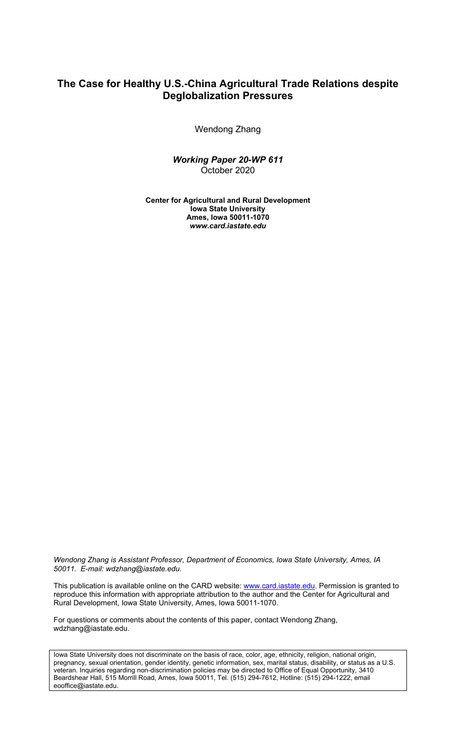# The Case for Healthy U.S.-China Agricultural Trade Relations despite Deglobalization Pressures

Wendong Zhang

***Working Paper 20-WP 611***
October 2020

**Center for Agricultural and Rural Development**
**Iowa State University**
**Ames, Iowa 50011-1070**
***www.card.iastate.edu***

*Wendong Zhang is Assistant Professor, Department of Economics, Iowa State University, Ames, IA 50011. E-mail: wdzhang@iastate.edu.*

This publication is available online on the CARD website: www.card.iastate.edu. Permission is granted to reproduce this information with appropriate attribution to the author and the Center for Agricultural and Rural Development, Iowa State University, Ames, Iowa 50011-1070.

For questions or comments about the contents of this paper, contact Wendong Zhang, wdzhang@iastate.edu.

Iowa State University does not discriminate on the basis of race, color, age, ethnicity, religion, national origin, pregnancy, sexual orientation, gender identity, genetic information, sex, marital status, disability, or status as a U.S. veteran. Inquiries regarding non-discrimination policies may be directed to Office of Equal Opportunity, 3410 Beardshear Hall, 515 Morrill Road, Ames, Iowa 50011, Tel. (515) 294-7612, Hotline: (515) 294-1222, email eooffice@iastate.edu.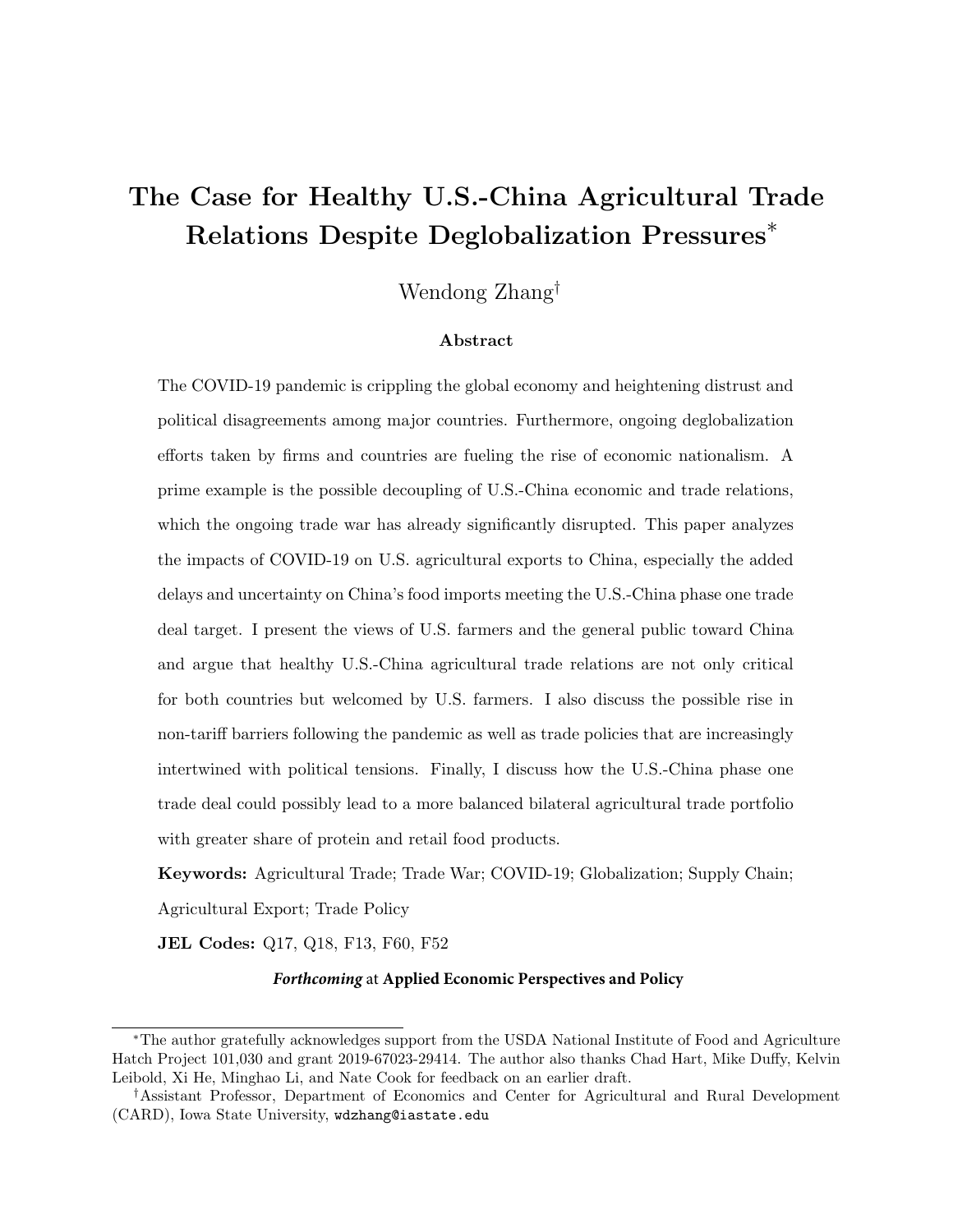# The Case for Healthy U.S.-China Agricultural Trade Relations Despite Deglobalization Pressures*

Wendong Zhang†

### Abstract

The COVID-19 pandemic is crippling the global economy and heightening distrust and political disagreements among major countries. Furthermore, ongoing deglobalization efforts taken by firms and countries are fueling the rise of economic nationalism. A prime example is the possible decoupling of U.S.-China economic and trade relations, which the ongoing trade war has already significantly disrupted. This paper analyzes the impacts of COVID-19 on U.S. agricultural exports to China, especially the added delays and uncertainty on China's food imports meeting the U.S.-China phase one trade deal target. I present the views of U.S. farmers and the general public toward China and argue that healthy U.S.-China agricultural trade relations are not only critical for both countries but welcomed by U.S. farmers. I also discuss the possible rise in non-tariff barriers following the pandemic as well as trade policies that are increasingly intertwined with political tensions. Finally, I discuss how the U.S.-China phase one trade deal could possibly lead to a more balanced bilateral agricultural trade portfolio with greater share of protein and retail food products.

**Keywords:** Agricultural Trade; Trade War; COVID-19; Globalization; Supply Chain; Agricultural Export; Trade Policy

**JEL Codes:** Q17, Q18, F13, F60, F52

***Forthcoming*** **at Applied Economic Perspectives and Policy**

---

*The author gratefully acknowledges support from the USDA National Institute of Food and Agriculture Hatch Project 101,030 and grant 2019-67023-29414. The author also thanks Chad Hart, Mike Duffy, Kelvin Leibold, Xi He, Minghao Li, and Nate Cook for feedback on an earlier draft.

†Assistant Professor, Department of Economics and Center for Agricultural and Rural Development (CARD), Iowa State University, wdzhang@iastate.edu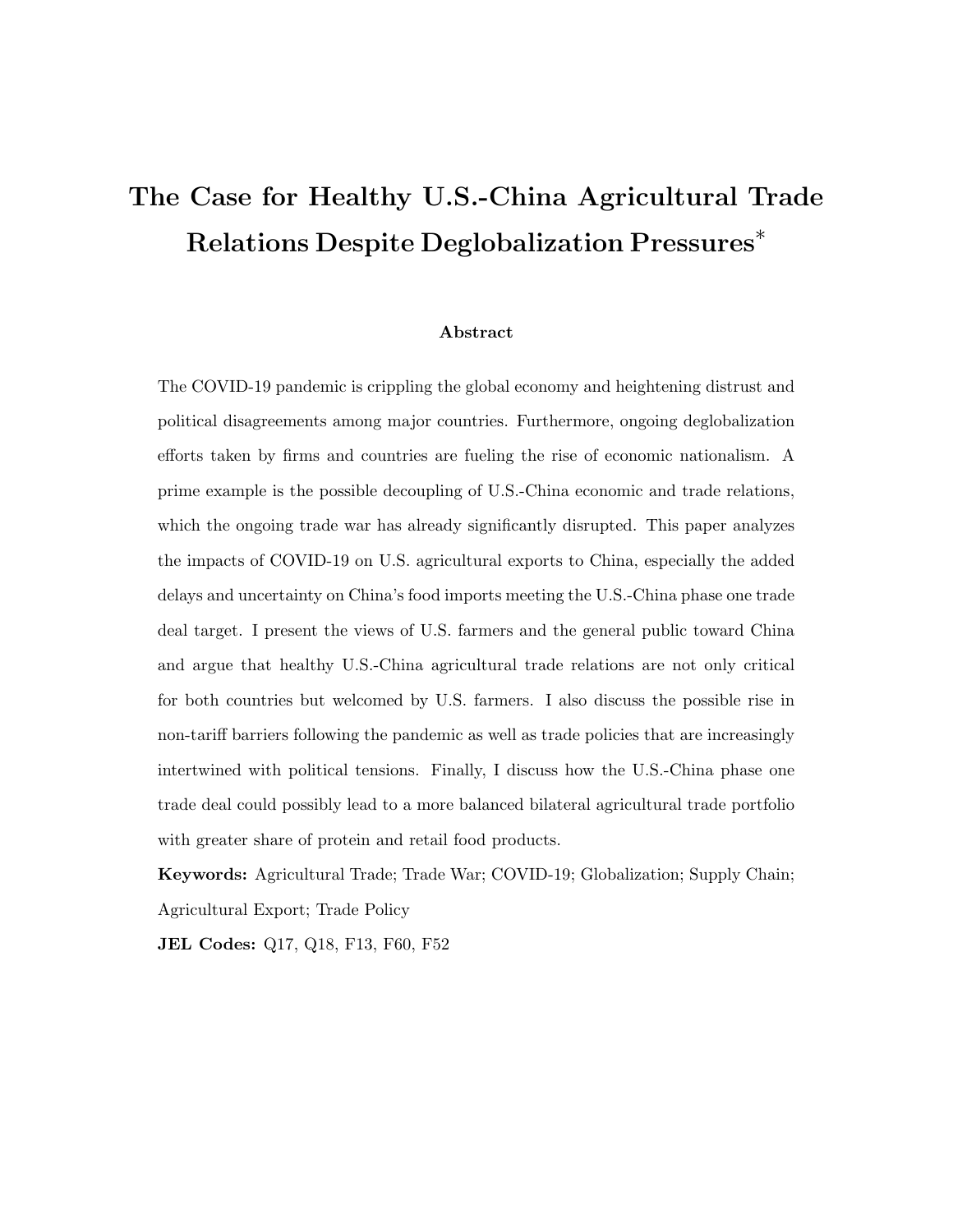# The Case for Healthy U.S.-China Agricultural Trade Relations Despite Deglobalization Pressures*

**Abstract**

The COVID-19 pandemic is crippling the global economy and heightening distrust and political disagreements among major countries. Furthermore, ongoing deglobalization efforts taken by firms and countries are fueling the rise of economic nationalism. A prime example is the possible decoupling of U.S.-China economic and trade relations, which the ongoing trade war has already significantly disrupted. This paper analyzes the impacts of COVID-19 on U.S. agricultural exports to China, especially the added delays and uncertainty on China's food imports meeting the U.S.-China phase one trade deal target. I present the views of U.S. farmers and the general public toward China and argue that healthy U.S.-China agricultural trade relations are not only critical for both countries but welcomed by U.S. farmers. I also discuss the possible rise in non-tariff barriers following the pandemic as well as trade policies that are increasingly intertwined with political tensions. Finally, I discuss how the U.S.-China phase one trade deal could possibly lead to a more balanced bilateral agricultural trade portfolio with greater share of protein and retail food products.

**Keywords:** Agricultural Trade; Trade War; COVID-19; Globalization; Supply Chain; Agricultural Export; Trade Policy

**JEL Codes:** Q17, Q18, F13, F60, F52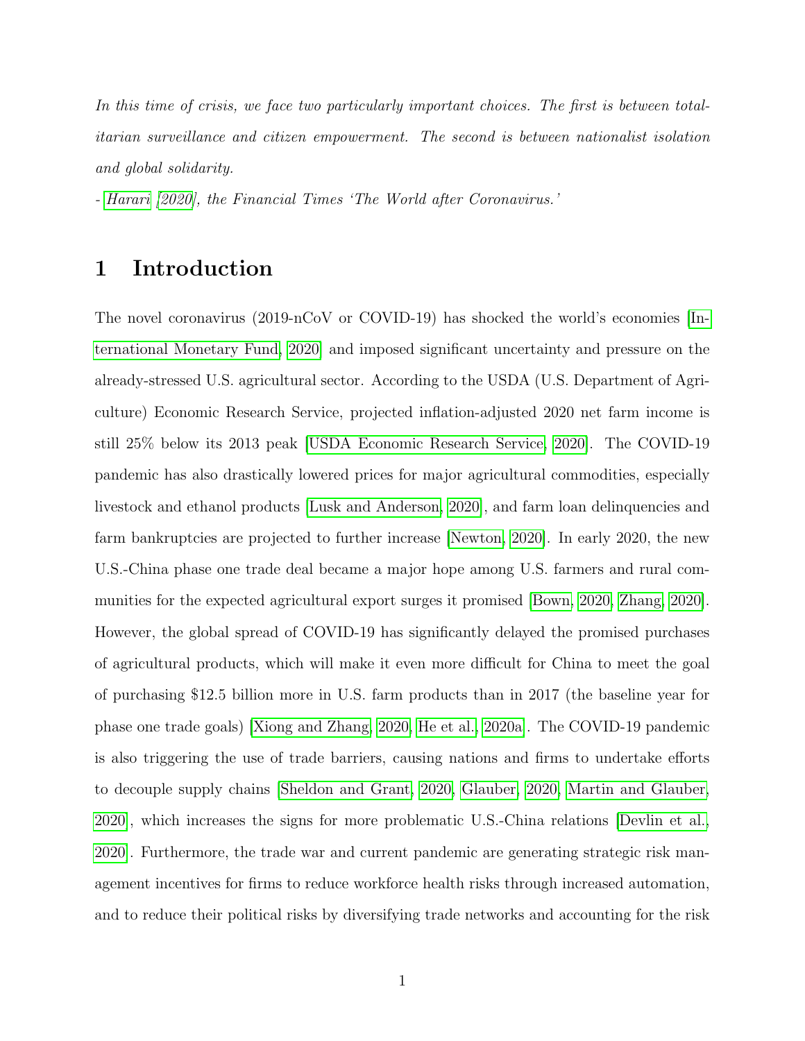*In this time of crisis, we face two particularly important choices. The first is between totalitarian surveillance and citizen empowerment. The second is between nationalist isolation and global solidarity.*

*- Harari [2020], the Financial Times 'The World after Coronavirus.'*

# 1 Introduction

The novel coronavirus (2019-nCoV or COVID-19) has shocked the world's economies [International Monetary Fund, 2020] and imposed significant uncertainty and pressure on the already-stressed U.S. agricultural sector. According to the USDA (U.S. Department of Agriculture) Economic Research Service, projected inflation-adjusted 2020 net farm income is still 25% below its 2013 peak [USDA Economic Research Service, 2020]. The COVID-19 pandemic has also drastically lowered prices for major agricultural commodities, especially livestock and ethanol products [Lusk and Anderson, 2020], and farm loan delinquencies and farm bankruptcies are projected to further increase [Newton, 2020]. In early 2020, the new U.S.-China phase one trade deal became a major hope among U.S. farmers and rural communities for the expected agricultural export surges it promised [Bown, 2020, Zhang, 2020]. However, the global spread of COVID-19 has significantly delayed the promised purchases of agricultural products, which will make it even more difficult for China to meet the goal of purchasing $12.5 billion more in U.S. farm products than in 2017 (the baseline year for phase one trade goals) [Xiong and Zhang, 2020, He et al., 2020a]. The COVID-19 pandemic is also triggering the use of trade barriers, causing nations and firms to undertake efforts to decouple supply chains [Sheldon and Grant, 2020, Glauber, 2020, Martin and Glauber, 2020], which increases the signs for more problematic U.S.-China relations [Devlin et al., 2020]. Furthermore, the trade war and current pandemic are generating strategic risk management incentives for firms to reduce workforce health risks through increased automation, and to reduce their political risks by diversifying trade networks and accounting for the risk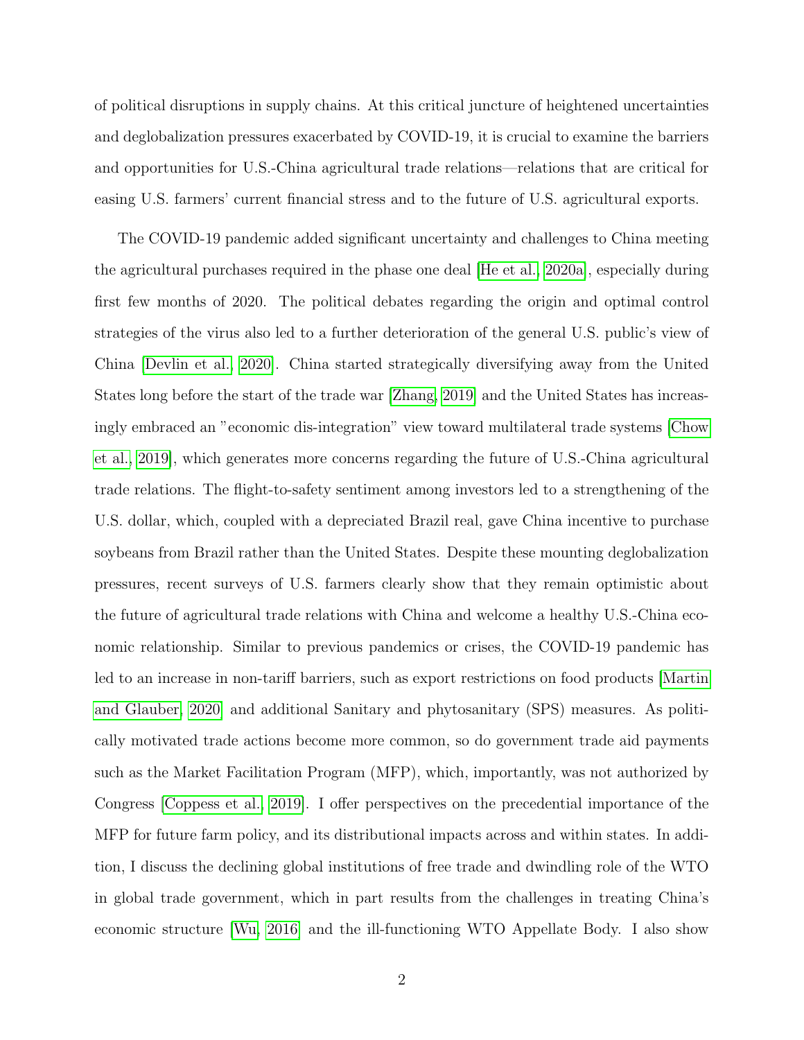of political disruptions in supply chains. At this critical juncture of heightened uncertainties and deglobalization pressures exacerbated by COVID-19, it is crucial to examine the barriers and opportunities for U.S.-China agricultural trade relations—relations that are critical for easing U.S. farmers' current financial stress and to the future of U.S. agricultural exports.

The COVID-19 pandemic added significant uncertainty and challenges to China meeting the agricultural purchases required in the phase one deal [He et al., 2020a], especially during first few months of 2020. The political debates regarding the origin and optimal control strategies of the virus also led to a further deterioration of the general U.S. public's view of China [Devlin et al., 2020]. China started strategically diversifying away from the United States long before the start of the trade war [Zhang, 2019] and the United States has increasingly embraced an "economic dis-integration" view toward multilateral trade systems [Chow et al., 2019], which generates more concerns regarding the future of U.S.-China agricultural trade relations. The flight-to-safety sentiment among investors led to a strengthening of the U.S. dollar, which, coupled with a depreciated Brazil real, gave China incentive to purchase soybeans from Brazil rather than the United States. Despite these mounting deglobalization pressures, recent surveys of U.S. farmers clearly show that they remain optimistic about the future of agricultural trade relations with China and welcome a healthy U.S.-China economic relationship. Similar to previous pandemics or crises, the COVID-19 pandemic has led to an increase in non-tariff barriers, such as export restrictions on food products [Martin and Glauber, 2020] and additional Sanitary and phytosanitary (SPS) measures. As politically motivated trade actions become more common, so do government trade aid payments such as the Market Facilitation Program (MFP), which, importantly, was not authorized by Congress [Coppess et al., 2019]. I offer perspectives on the precedential importance of the MFP for future farm policy, and its distributional impacts across and within states. In addition, I discuss the declining global institutions of free trade and dwindling role of the WTO in global trade government, which in part results from the challenges in treating China's economic structure [Wu, 2016] and the ill-functioning WTO Appellate Body. I also show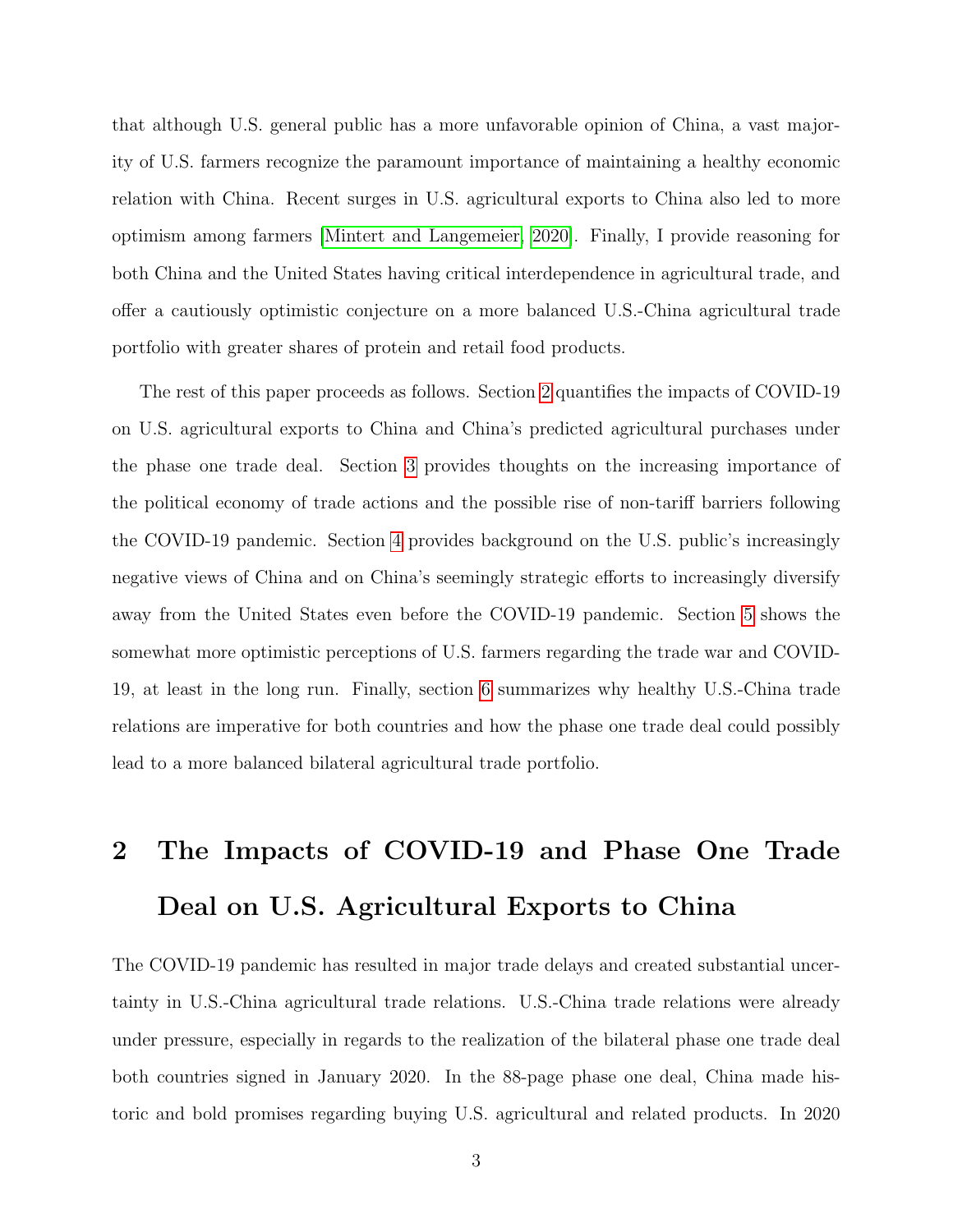that although U.S. general public has a more unfavorable opinion of China, a vast majority of U.S. farmers recognize the paramount importance of maintaining a healthy economic relation with China. Recent surges in U.S. agricultural exports to China also led to more optimism among farmers [Mintert and Langemeier, 2020]. Finally, I provide reasoning for both China and the United States having critical interdependence in agricultural trade, and offer a cautiously optimistic conjecture on a more balanced U.S.-China agricultural trade portfolio with greater shares of protein and retail food products.

The rest of this paper proceeds as follows. Section 2 quantifies the impacts of COVID-19 on U.S. agricultural exports to China and China's predicted agricultural purchases under the phase one trade deal. Section 3 provides thoughts on the increasing importance of the political economy of trade actions and the possible rise of non-tariff barriers following the COVID-19 pandemic. Section 4 provides background on the U.S. public's increasingly negative views of China and on China's seemingly strategic efforts to increasingly diversify away from the United States even before the COVID-19 pandemic. Section 5 shows the somewhat more optimistic perceptions of U.S. farmers regarding the trade war and COVID-19, at least in the long run. Finally, section 6 summarizes why healthy U.S.-China trade relations are imperative for both countries and how the phase one trade deal could possibly lead to a more balanced bilateral agricultural trade portfolio.

# 2 The Impacts of COVID-19 and Phase One Trade Deal on U.S. Agricultural Exports to China

The COVID-19 pandemic has resulted in major trade delays and created substantial uncertainty in U.S.-China agricultural trade relations. U.S.-China trade relations were already under pressure, especially in regards to the realization of the bilateral phase one trade deal both countries signed in January 2020. In the 88-page phase one deal, China made historic and bold promises regarding buying U.S. agricultural and related products. In 2020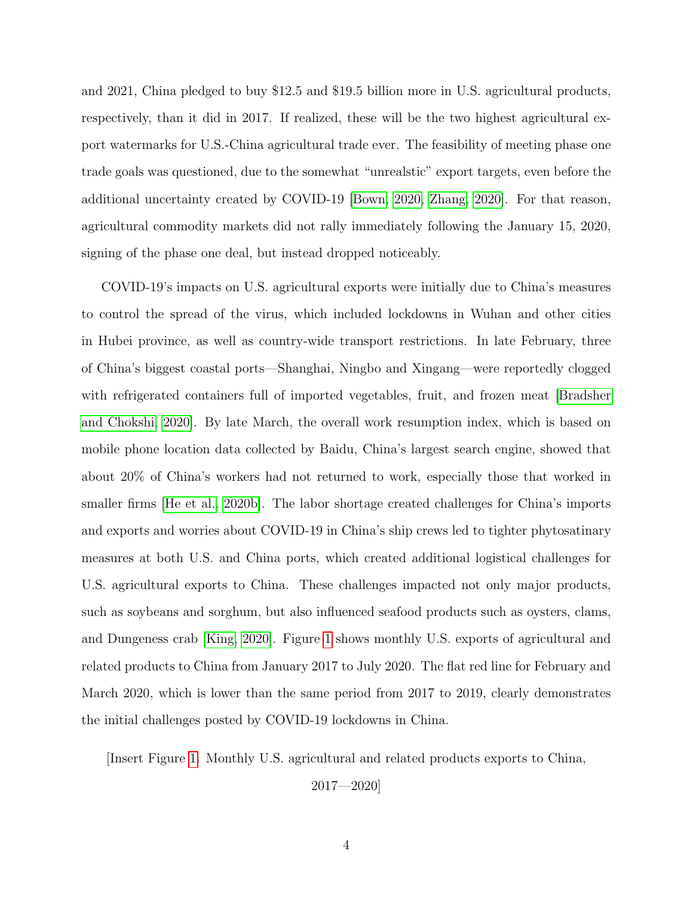and 2021, China pledged to buy $12.5 and $19.5 billion more in U.S. agricultural products, respectively, than it did in 2017. If realized, these will be the two highest agricultural export watermarks for U.S.-China agricultural trade ever. The feasibility of meeting phase one trade goals was questioned, due to the somewhat "unrealstic" export targets, even before the additional uncertainty created by COVID-19 [Bown, 2020, Zhang, 2020]. For that reason, agricultural commodity markets did not rally immediately following the January 15, 2020, signing of the phase one deal, but instead dropped noticeably.

COVID-19's impacts on U.S. agricultural exports were initially due to China's measures to control the spread of the virus, which included lockdowns in Wuhan and other cities in Hubei province, as well as country-wide transport restrictions. In late February, three of China's biggest coastal ports—Shanghai, Ningbo and Xingang—were reportedly clogged with refrigerated containers full of imported vegetables, fruit, and frozen meat [Bradsher and Chokshi, 2020]. By late March, the overall work resumption index, which is based on mobile phone location data collected by Baidu, China's largest search engine, showed that about 20% of China's workers had not returned to work, especially those that worked in smaller firms [He et al., 2020b]. The labor shortage created challenges for China's imports and exports and worries about COVID-19 in China's ship crews led to tighter phytosatinary measures at both U.S. and China ports, which created additional logistical challenges for U.S. agricultural exports to China. These challenges impacted not only major products, such as soybeans and sorghum, but also influenced seafood products such as oysters, clams, and Dungeness crab [King, 2020]. Figure 1 shows monthly U.S. exports of agricultural and related products to China from January 2017 to July 2020. The flat red line for February and March 2020, which is lower than the same period from 2017 to 2019, clearly demonstrates the initial challenges posted by COVID-19 lockdowns in China.

[Insert Figure 1. Monthly U.S. agricultural and related products exports to China, 2017—2020]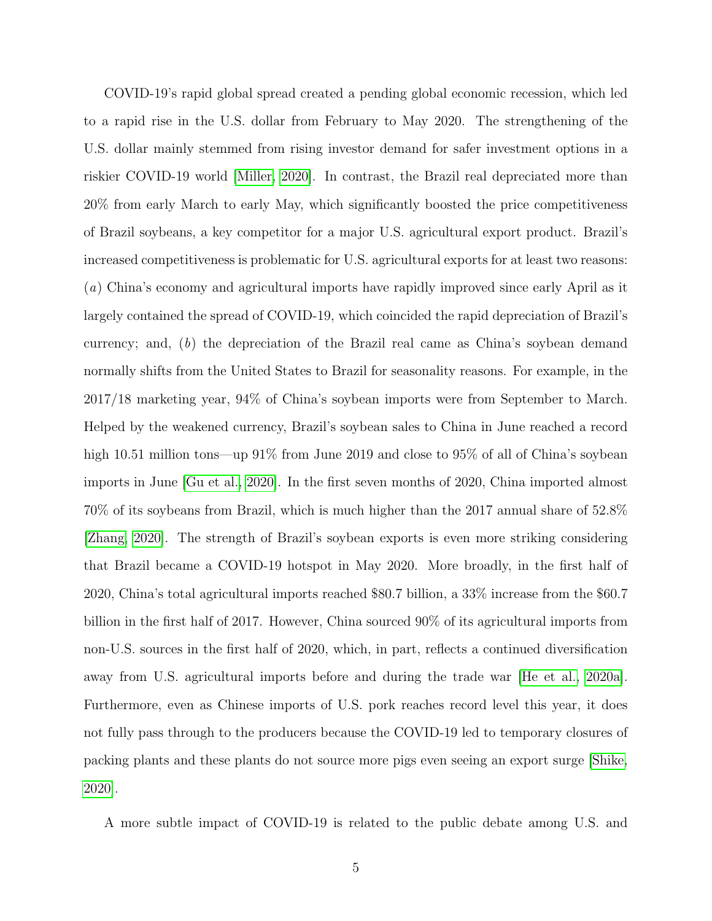COVID-19's rapid global spread created a pending global economic recession, which led to a rapid rise in the U.S. dollar from February to May 2020. The strengthening of the U.S. dollar mainly stemmed from rising investor demand for safer investment options in a riskier COVID-19 world [Miller, 2020]. In contrast, the Brazil real depreciated more than 20% from early March to early May, which significantly boosted the price competitiveness of Brazil soybeans, a key competitor for a major U.S. agricultural export product. Brazil's increased competitiveness is problematic for U.S. agricultural exports for at least two reasons: (*a*) China's economy and agricultural imports have rapidly improved since early April as it largely contained the spread of COVID-19, which coincided the rapid depreciation of Brazil's currency; and, (*b*) the depreciation of the Brazil real came as China's soybean demand normally shifts from the United States to Brazil for seasonality reasons. For example, in the 2017/18 marketing year, 94% of China's soybean imports were from September to March. Helped by the weakened currency, Brazil's soybean sales to China in June reached a record high 10.51 million tons—up 91% from June 2019 and close to 95% of all of China's soybean imports in June [Gu et al., 2020]. In the first seven months of 2020, China imported almost 70% of its soybeans from Brazil, which is much higher than the 2017 annual share of 52.8% [Zhang, 2020]. The strength of Brazil's soybean exports is even more striking considering that Brazil became a COVID-19 hotspot in May 2020. More broadly, in the first half of 2020, China's total agricultural imports reached $80.7 billion, a 33% increase from the $60.7 billion in the first half of 2017. However, China sourced 90% of its agricultural imports from non-U.S. sources in the first half of 2020, which, in part, reflects a continued diversification away from U.S. agricultural imports before and during the trade war [He et al., 2020a]. Furthermore, even as Chinese imports of U.S. pork reaches record level this year, it does not fully pass through to the producers because the COVID-19 led to temporary closures of packing plants and these plants do not source more pigs even seeing an export surge [Shike, 2020].

A more subtle impact of COVID-19 is related to the public debate among U.S. and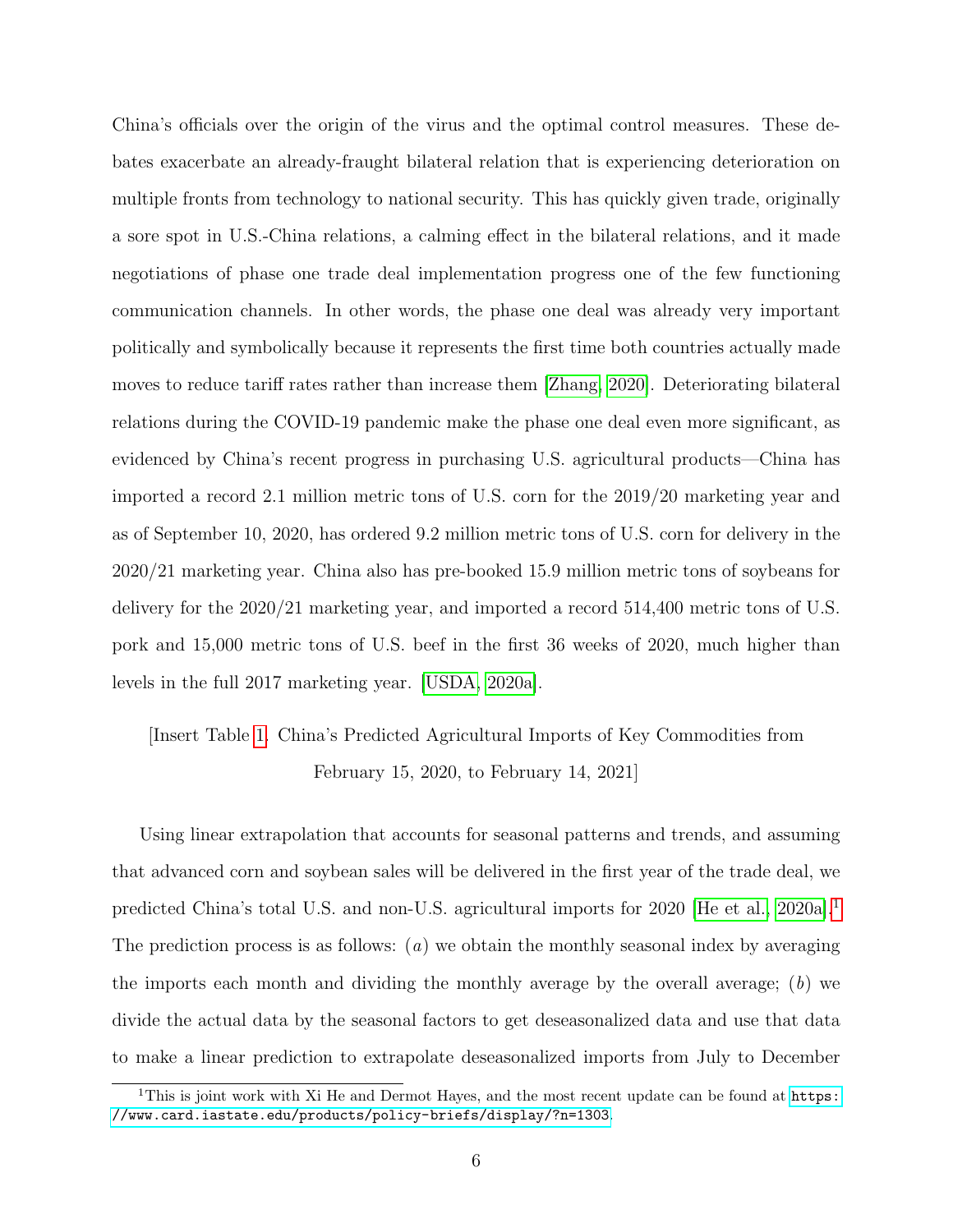China's officials over the origin of the virus and the optimal control measures. These debates exacerbate an already-fraught bilateral relation that is experiencing deterioration on multiple fronts from technology to national security. This has quickly given trade, originally a sore spot in U.S.-China relations, a calming effect in the bilateral relations, and it made negotiations of phase one trade deal implementation progress one of the few functioning communication channels. In other words, the phase one deal was already very important politically and symbolically because it represents the first time both countries actually made moves to reduce tariff rates rather than increase them [Zhang, 2020]. Deteriorating bilateral relations during the COVID-19 pandemic make the phase one deal even more significant, as evidenced by China's recent progress in purchasing U.S. agricultural products—China has imported a record 2.1 million metric tons of U.S. corn for the 2019/20 marketing year and as of September 10, 2020, has ordered 9.2 million metric tons of U.S. corn for delivery in the 2020/21 marketing year. China also has pre-booked 15.9 million metric tons of soybeans for delivery for the 2020/21 marketing year, and imported a record 514,400 metric tons of U.S. pork and 15,000 metric tons of U.S. beef in the first 36 weeks of 2020, much higher than levels in the full 2017 marketing year. [USDA, 2020a].

[Insert Table 1. China's Predicted Agricultural Imports of Key Commodities from February 15, 2020, to February 14, 2021]

Using linear extrapolation that accounts for seasonal patterns and trends, and assuming that advanced corn and soybean sales will be delivered in the first year of the trade deal, we predicted China's total U.S. and non-U.S. agricultural imports for 2020 [He et al., 2020a].[1] The prediction process is as follows: ($a$) we obtain the monthly seasonal index by averaging the imports each month and dividing the monthly average by the overall average; ($b$) we divide the actual data by the seasonal factors to get deseasonalized data and use that data to make a linear prediction to extrapolate deseasonalized imports from July to December

[1] This is joint work with Xi He and Dermot Hayes, and the most recent update can be found at https://www.card.iastate.edu/products/policy-briefs/display/?n=1303.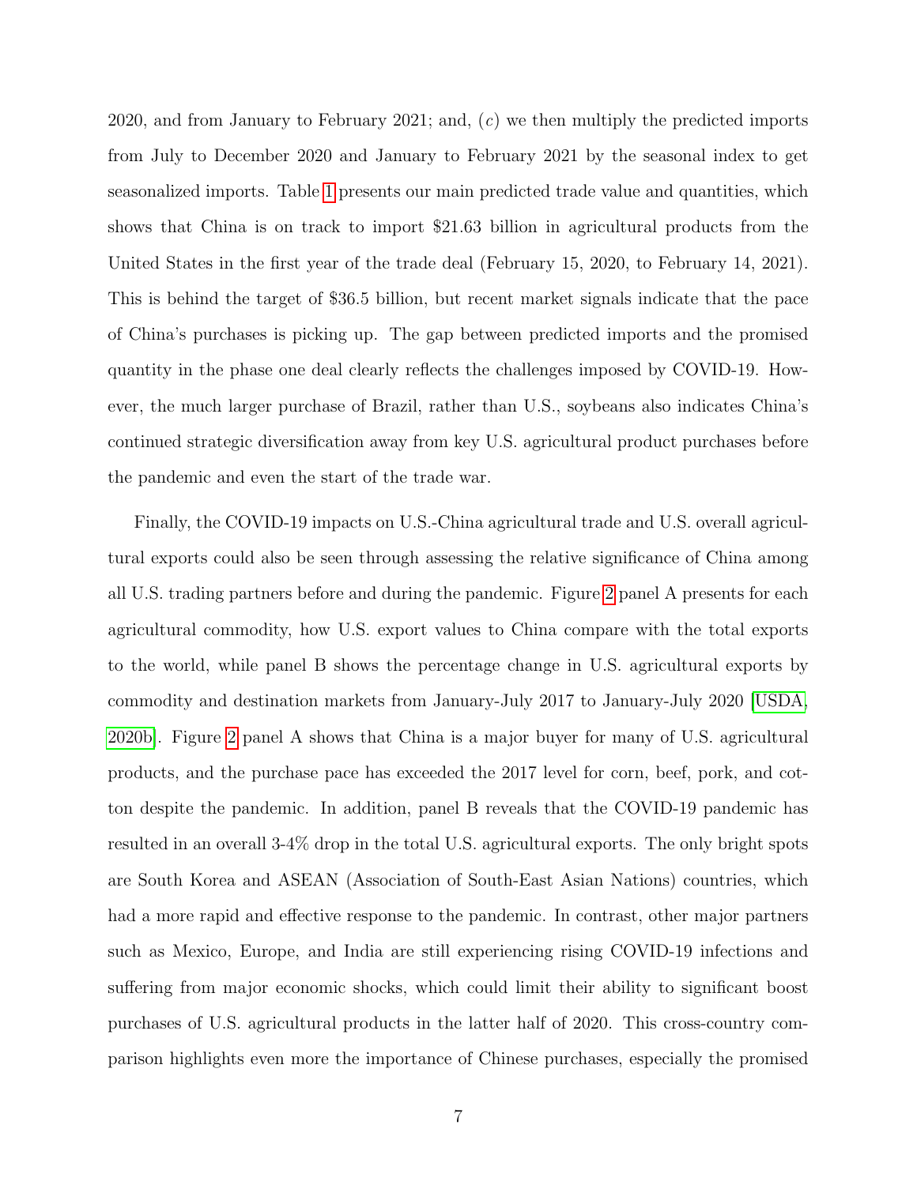2020, and from January to February 2021; and, ($c$) we then multiply the predicted imports from July to December 2020 and January to February 2021 by the seasonal index to get seasonalized imports. Table 1 presents our main predicted trade value and quantities, which shows that China is on track to import $21.63 billion in agricultural products from the United States in the first year of the trade deal (February 15, 2020, to February 14, 2021). This is behind the target of $36.5 billion, but recent market signals indicate that the pace of China's purchases is picking up. The gap between predicted imports and the promised quantity in the phase one deal clearly reflects the challenges imposed by COVID-19. However, the much larger purchase of Brazil, rather than U.S., soybeans also indicates China's continued strategic diversification away from key U.S. agricultural product purchases before the pandemic and even the start of the trade war.

Finally, the COVID-19 impacts on U.S.-China agricultural trade and U.S. overall agricultural exports could also be seen through assessing the relative significance of China among all U.S. trading partners before and during the pandemic. Figure 2 panel A presents for each agricultural commodity, how U.S. export values to China compare with the total exports to the world, while panel B shows the percentage change in U.S. agricultural exports by commodity and destination markets from January-July 2017 to January-July 2020 [USDA, 2020b]. Figure 2 panel A shows that China is a major buyer for many of U.S. agricultural products, and the purchase pace has exceeded the 2017 level for corn, beef, pork, and cotton despite the pandemic. In addition, panel B reveals that the COVID-19 pandemic has resulted in an overall 3-4% drop in the total U.S. agricultural exports. The only bright spots are South Korea and ASEAN (Association of South-East Asian Nations) countries, which had a more rapid and effective response to the pandemic. In contrast, other major partners such as Mexico, Europe, and India are still experiencing rising COVID-19 infections and suffering from major economic shocks, which could limit their ability to significant boost purchases of U.S. agricultural products in the latter half of 2020. This cross-country comparison highlights even more the importance of Chinese purchases, especially the promised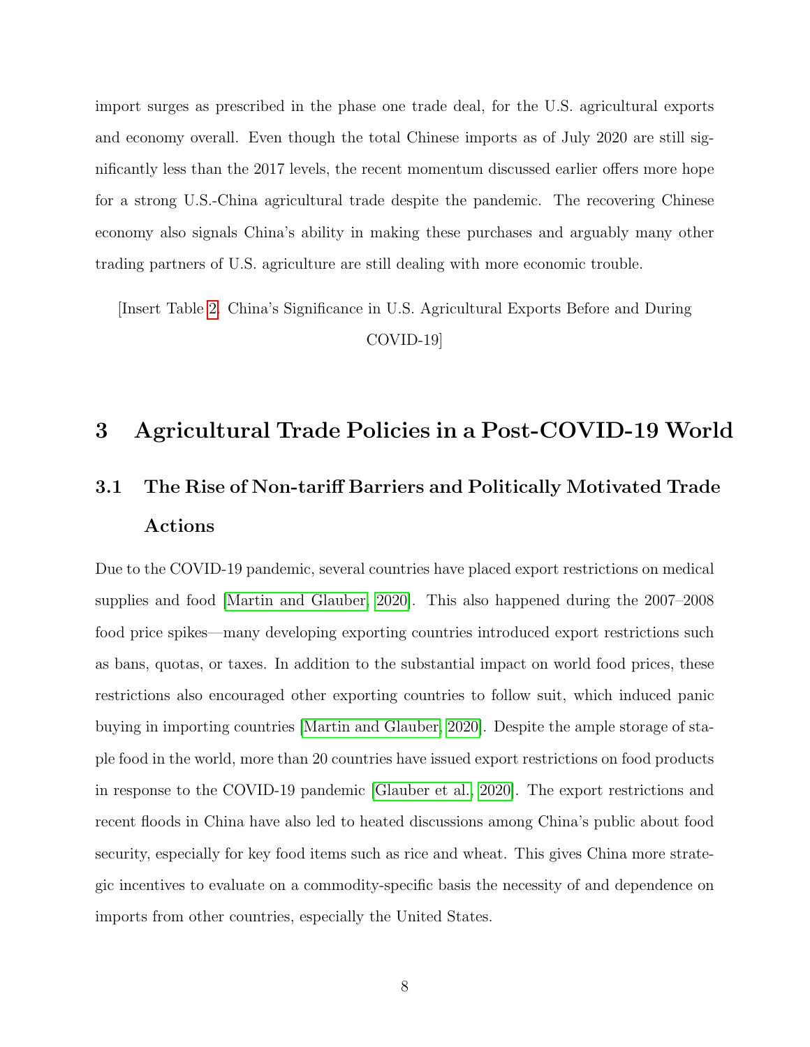import surges as prescribed in the phase one trade deal, for the U.S. agricultural exports and economy overall. Even though the total Chinese imports as of July 2020 are still significantly less than the 2017 levels, the recent momentum discussed earlier offers more hope for a strong U.S.-China agricultural trade despite the pandemic. The recovering Chinese economy also signals China's ability in making these purchases and arguably many other trading partners of U.S. agriculture are still dealing with more economic trouble.

[Insert Table 2. China's Significance in U.S. Agricultural Exports Before and During COVID-19]

# 3 Agricultural Trade Policies in a Post-COVID-19 World

## 3.1 The Rise of Non-tariff Barriers and Politically Motivated Trade Actions

Due to the COVID-19 pandemic, several countries have placed export restrictions on medical supplies and food [Martin and Glauber, 2020]. This also happened during the 2007–2008 food price spikes—many developing exporting countries introduced export restrictions such as bans, quotas, or taxes. In addition to the substantial impact on world food prices, these restrictions also encouraged other exporting countries to follow suit, which induced panic buying in importing countries [Martin and Glauber, 2020]. Despite the ample storage of staple food in the world, more than 20 countries have issued export restrictions on food products in response to the COVID-19 pandemic [Glauber et al., 2020]. The export restrictions and recent floods in China have also led to heated discussions among China's public about food security, especially for key food items such as rice and wheat. This gives China more strategic incentives to evaluate on a commodity-specific basis the necessity of and dependence on imports from other countries, especially the United States.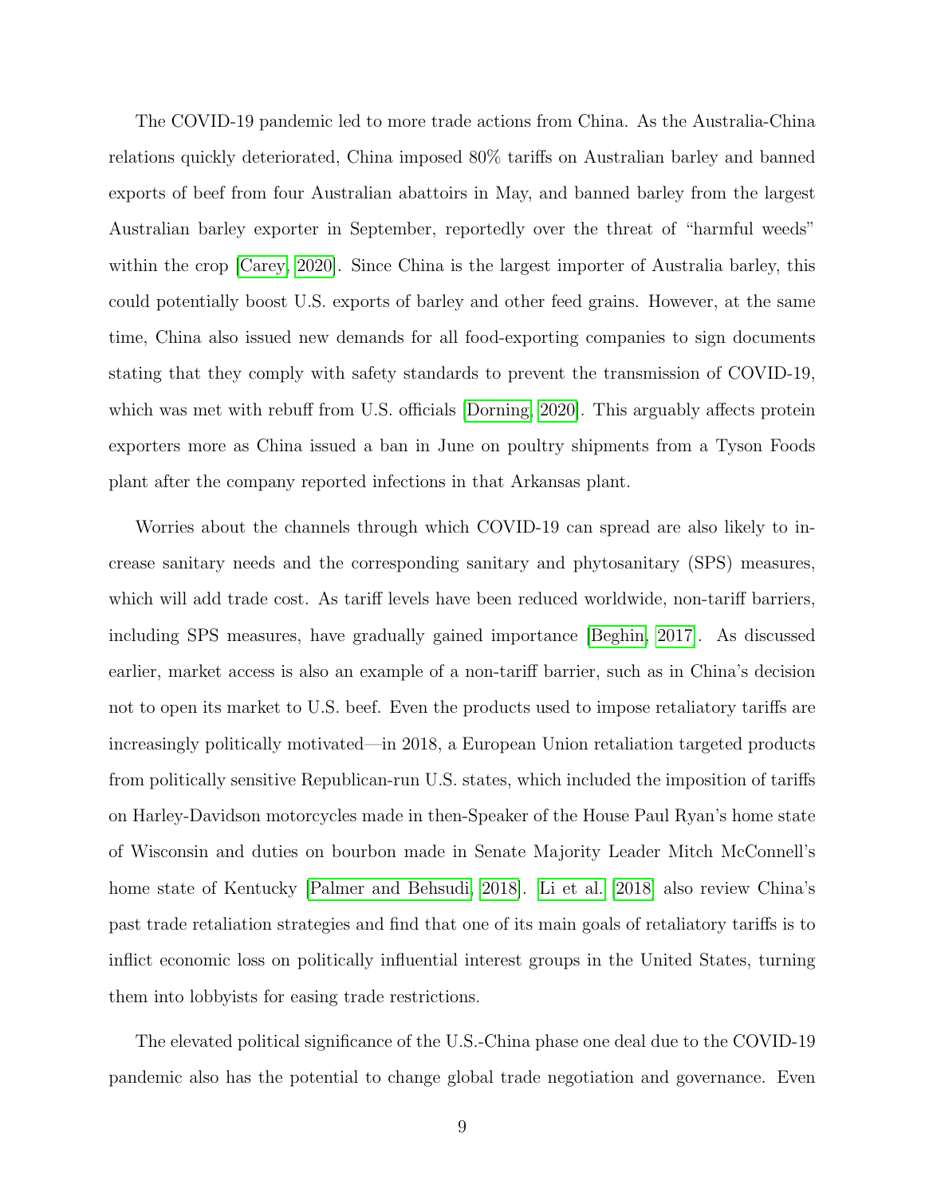The COVID-19 pandemic led to more trade actions from China. As the Australia-China relations quickly deteriorated, China imposed 80% tariffs on Australian barley and banned exports of beef from four Australian abattoirs in May, and banned barley from the largest Australian barley exporter in September, reportedly over the threat of "harmful weeds" within the crop [Carey, 2020]. Since China is the largest importer of Australia barley, this could potentially boost U.S. exports of barley and other feed grains. However, at the same time, China also issued new demands for all food-exporting companies to sign documents stating that they comply with safety standards to prevent the transmission of COVID-19, which was met with rebuff from U.S. officials [Dorning, 2020]. This arguably affects protein exporters more as China issued a ban in June on poultry shipments from a Tyson Foods plant after the company reported infections in that Arkansas plant.

Worries about the channels through which COVID-19 can spread are also likely to increase sanitary needs and the corresponding sanitary and phytosanitary (SPS) measures, which will add trade cost. As tariff levels have been reduced worldwide, non-tariff barriers, including SPS measures, have gradually gained importance [Beghin, 2017]. As discussed earlier, market access is also an example of a non-tariff barrier, such as in China's decision not to open its market to U.S. beef. Even the products used to impose retaliatory tariffs are increasingly politically motivated—in 2018, a European Union retaliation targeted products from politically sensitive Republican-run U.S. states, which included the imposition of tariffs on Harley-Davidson motorcycles made in then-Speaker of the House Paul Ryan's home state of Wisconsin and duties on bourbon made in Senate Majority Leader Mitch McConnell's home state of Kentucky [Palmer and Behsudi, 2018]. Li et al. [2018] also review China's past trade retaliation strategies and find that one of its main goals of retaliatory tariffs is to inflict economic loss on politically influential interest groups in the United States, turning them into lobbyists for easing trade restrictions.

The elevated political significance of the U.S.-China phase one deal due to the COVID-19 pandemic also has the potential to change global trade negotiation and governance. Even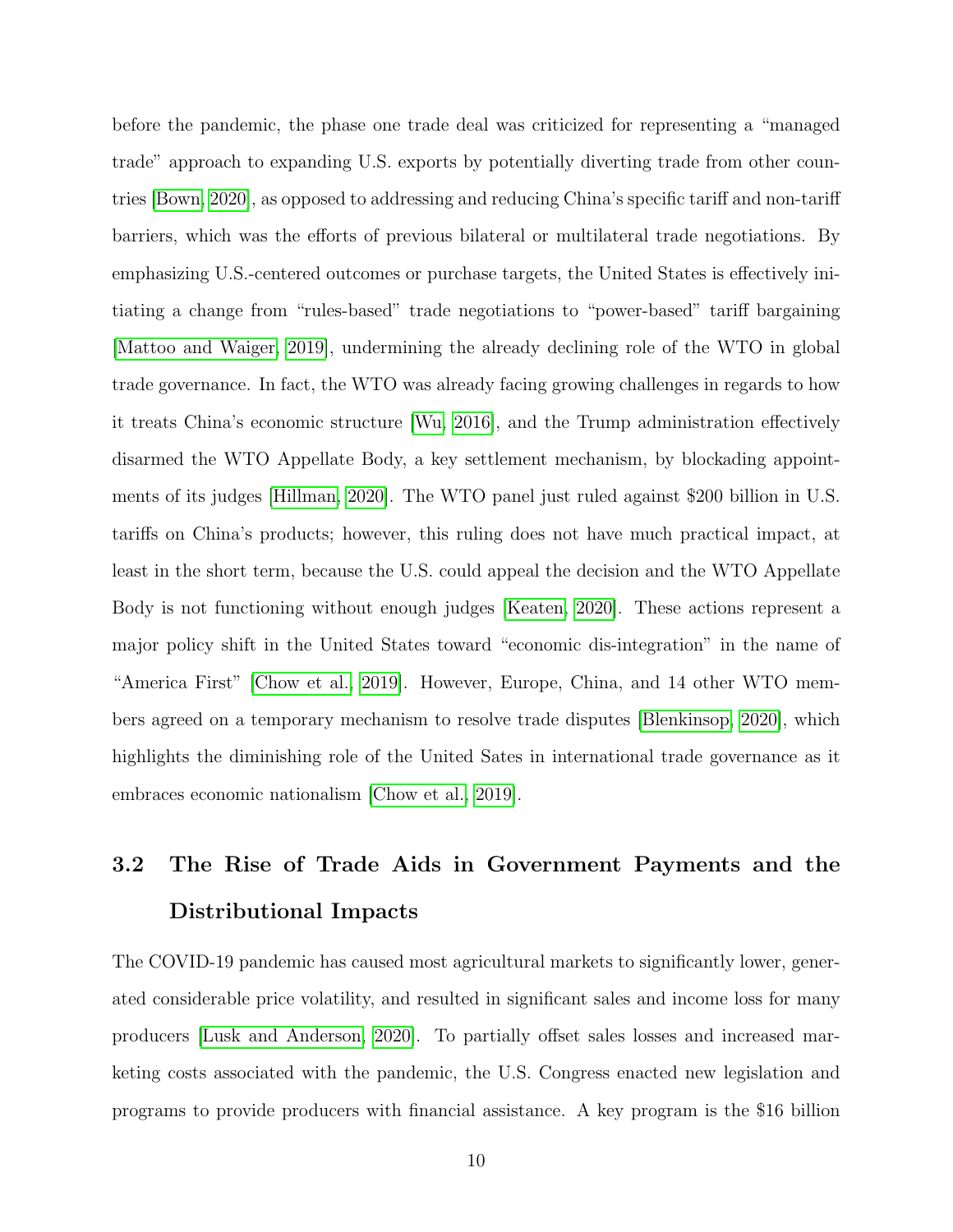before the pandemic, the phase one trade deal was criticized for representing a "managed trade" approach to expanding U.S. exports by potentially diverting trade from other countries [Bown, 2020], as opposed to addressing and reducing China's specific tariff and non-tariff barriers, which was the efforts of previous bilateral or multilateral trade negotiations. By emphasizing U.S.-centered outcomes or purchase targets, the United States is effectively initiating a change from "rules-based" trade negotiations to "power-based" tariff bargaining [Mattoo and Waiger, 2019], undermining the already declining role of the WTO in global trade governance. In fact, the WTO was already facing growing challenges in regards to how it treats China's economic structure [Wu, 2016], and the Trump administration effectively disarmed the WTO Appellate Body, a key settlement mechanism, by blockading appointments of its judges [Hillman, 2020]. The WTO panel just ruled against $200 billion in U.S. tariffs on China's products; however, this ruling does not have much practical impact, at least in the short term, because the U.S. could appeal the decision and the WTO Appellate Body is not functioning without enough judges [Keaten, 2020]. These actions represent a major policy shift in the United States toward "economic dis-integration" in the name of "America First" [Chow et al., 2019]. However, Europe, China, and 14 other WTO members agreed on a temporary mechanism to resolve trade disputes [Blenkinsop, 2020], which highlights the diminishing role of the United Sates in international trade governance as it embraces economic nationalism [Chow et al., 2019].

## 3.2 The Rise of Trade Aids in Government Payments and the Distributional Impacts

The COVID-19 pandemic has caused most agricultural markets to significantly lower, generated considerable price volatility, and resulted in significant sales and income loss for many producers [Lusk and Anderson, 2020]. To partially offset sales losses and increased marketing costs associated with the pandemic, the U.S. Congress enacted new legislation and programs to provide producers with financial assistance. A key program is the $16 billion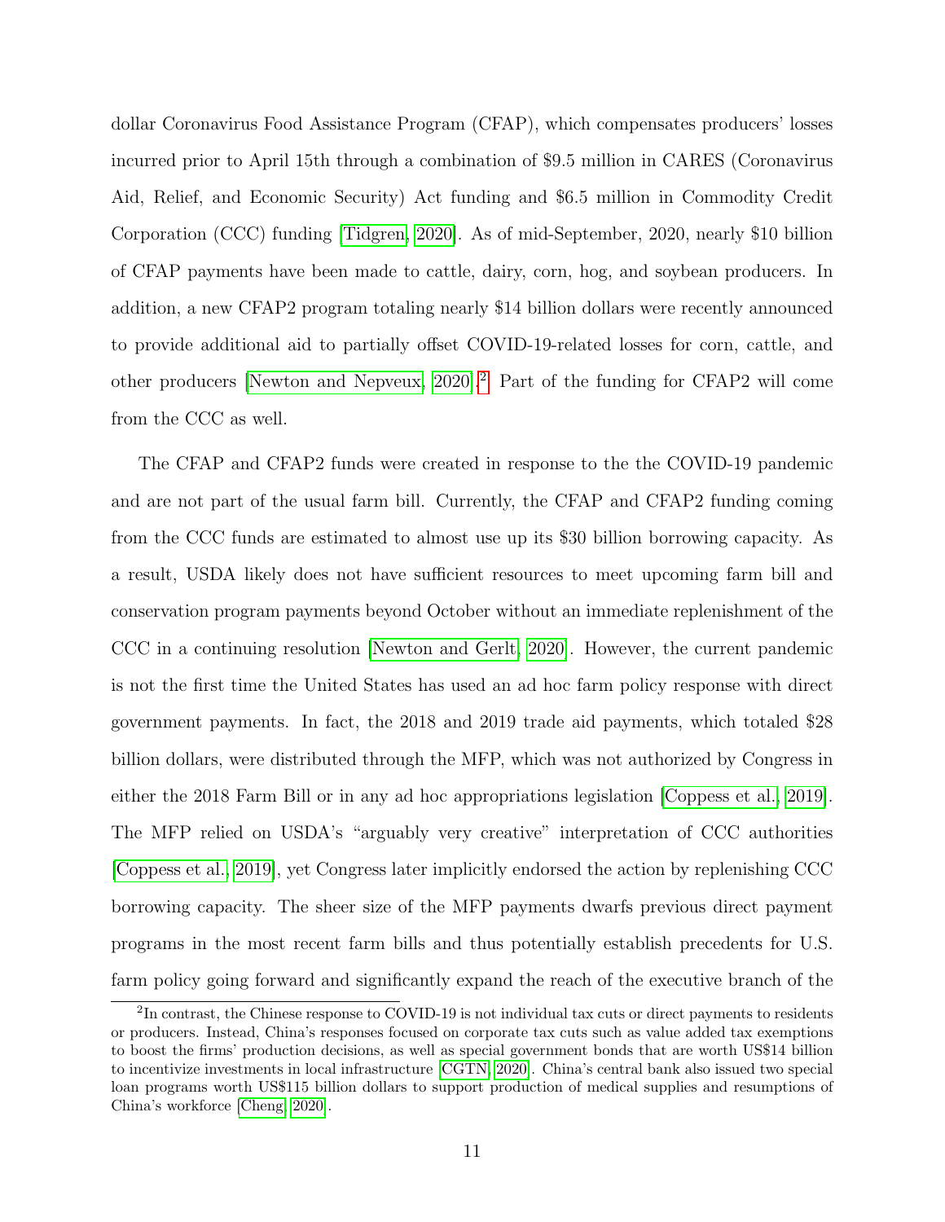dollar Coronavirus Food Assistance Program (CFAP), which compensates producers' losses incurred prior to April 15th through a combination of $9.5 million in CARES (Coronavirus Aid, Relief, and Economic Security) Act funding and $6.5 million in Commodity Credit Corporation (CCC) funding [Tidgren, 2020]. As of mid-September, 2020, nearly $10 billion of CFAP payments have been made to cattle, dairy, corn, hog, and soybean producers. In addition, a new CFAP2 program totaling nearly $14 billion dollars were recently announced to provide additional aid to partially offset COVID-19-related losses for corn, cattle, and other producers [Newton and Nepveux, 2020].[2] Part of the funding for CFAP2 will come from the CCC as well.

The CFAP and CFAP2 funds were created in response to the the COVID-19 pandemic and are not part of the usual farm bill. Currently, the CFAP and CFAP2 funding coming from the CCC funds are estimated to almost use up its $30 billion borrowing capacity. As a result, USDA likely does not have sufficient resources to meet upcoming farm bill and conservation program payments beyond October without an immediate replenishment of the CCC in a continuing resolution [Newton and Gerlt, 2020]. However, the current pandemic is not the first time the United States has used an ad hoc farm policy response with direct government payments. In fact, the 2018 and 2019 trade aid payments, which totaled $28 billion dollars, were distributed through the MFP, which was not authorized by Congress in either the 2018 Farm Bill or in any ad hoc appropriations legislation [Coppess et al., 2019]. The MFP relied on USDA's "arguably very creative" interpretation of CCC authorities [Coppess et al., 2019], yet Congress later implicitly endorsed the action by replenishing CCC borrowing capacity. The sheer size of the MFP payments dwarfs previous direct payment programs in the most recent farm bills and thus potentially establish precedents for U.S. farm policy going forward and significantly expand the reach of the executive branch of the

[2] In contrast, the Chinese response to COVID-19 is not individual tax cuts or direct payments to residents or producers. Instead, China's responses focused on corporate tax cuts such as value added tax exemptions to boost the firms' production decisions, as well as special government bonds that are worth US$14 billion to incentivize investments in local infrastructure [CGTN, 2020]. China's central bank also issued two special loan programs worth US$115 billion dollars to support production of medical supplies and resumptions of China's workforce [Cheng, 2020].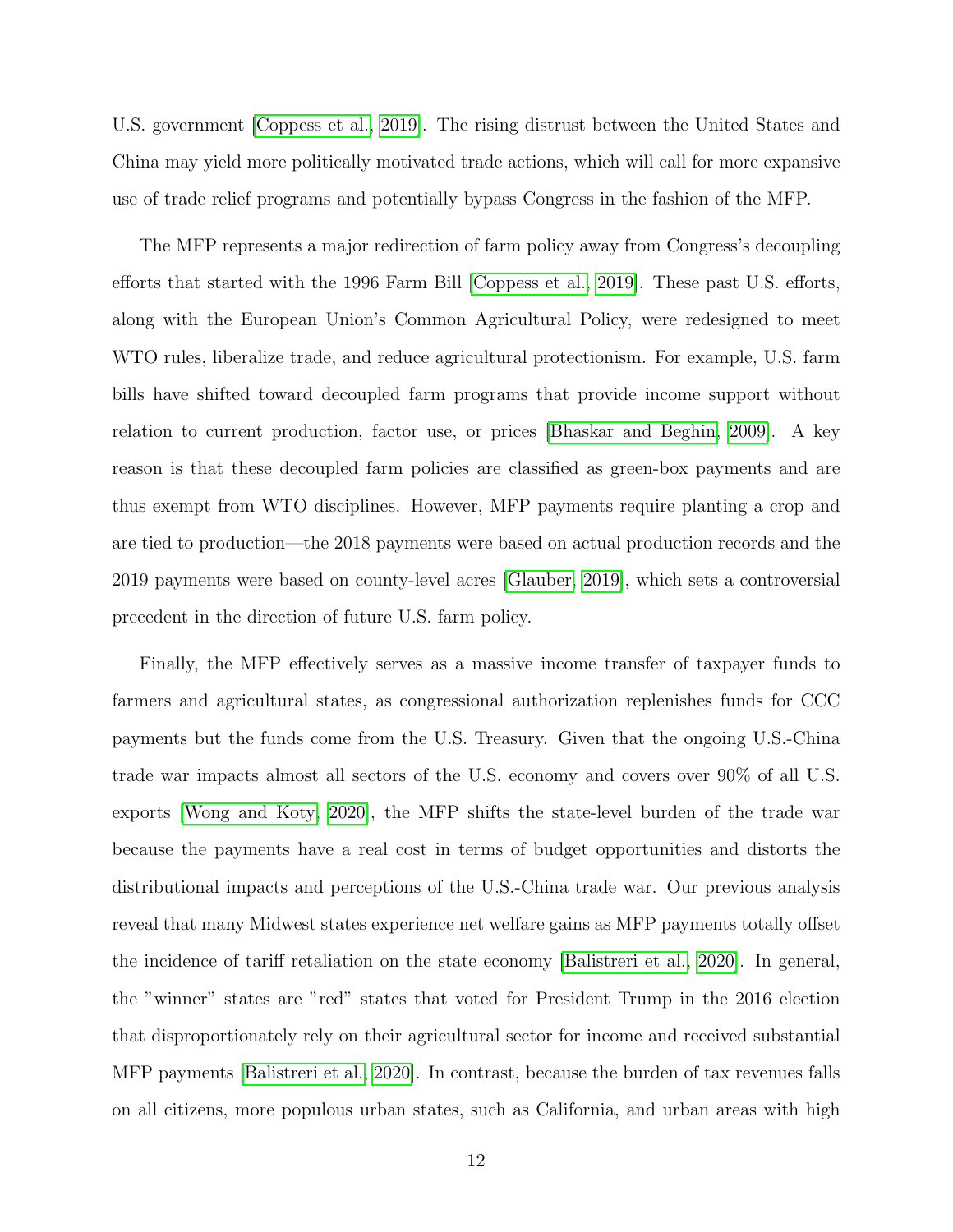U.S. government [Coppess et al., 2019]. The rising distrust between the United States and China may yield more politically motivated trade actions, which will call for more expansive use of trade relief programs and potentially bypass Congress in the fashion of the MFP.

The MFP represents a major redirection of farm policy away from Congress's decoupling efforts that started with the 1996 Farm Bill [Coppess et al., 2019]. These past U.S. efforts, along with the European Union's Common Agricultural Policy, were redesigned to meet WTO rules, liberalize trade, and reduce agricultural protectionism. For example, U.S. farm bills have shifted toward decoupled farm programs that provide income support without relation to current production, factor use, or prices [Bhaskar and Beghin, 2009]. A key reason is that these decoupled farm policies are classified as green-box payments and are thus exempt from WTO disciplines. However, MFP payments require planting a crop and are tied to production—the 2018 payments were based on actual production records and the 2019 payments were based on county-level acres [Glauber, 2019], which sets a controversial precedent in the direction of future U.S. farm policy.

Finally, the MFP effectively serves as a massive income transfer of taxpayer funds to farmers and agricultural states, as congressional authorization replenishes funds for CCC payments but the funds come from the U.S. Treasury. Given that the ongoing U.S.-China trade war impacts almost all sectors of the U.S. economy and covers over 90% of all U.S. exports [Wong and Koty, 2020], the MFP shifts the state-level burden of the trade war because the payments have a real cost in terms of budget opportunities and distorts the distributional impacts and perceptions of the U.S.-China trade war. Our previous analysis reveal that many Midwest states experience net welfare gains as MFP payments totally offset the incidence of tariff retaliation on the state economy [Balistreri et al., 2020]. In general, the "winner" states are "red" states that voted for President Trump in the 2016 election that disproportionately rely on their agricultural sector for income and received substantial MFP payments [Balistreri et al., 2020]. In contrast, because the burden of tax revenues falls on all citizens, more populous urban states, such as California, and urban areas with high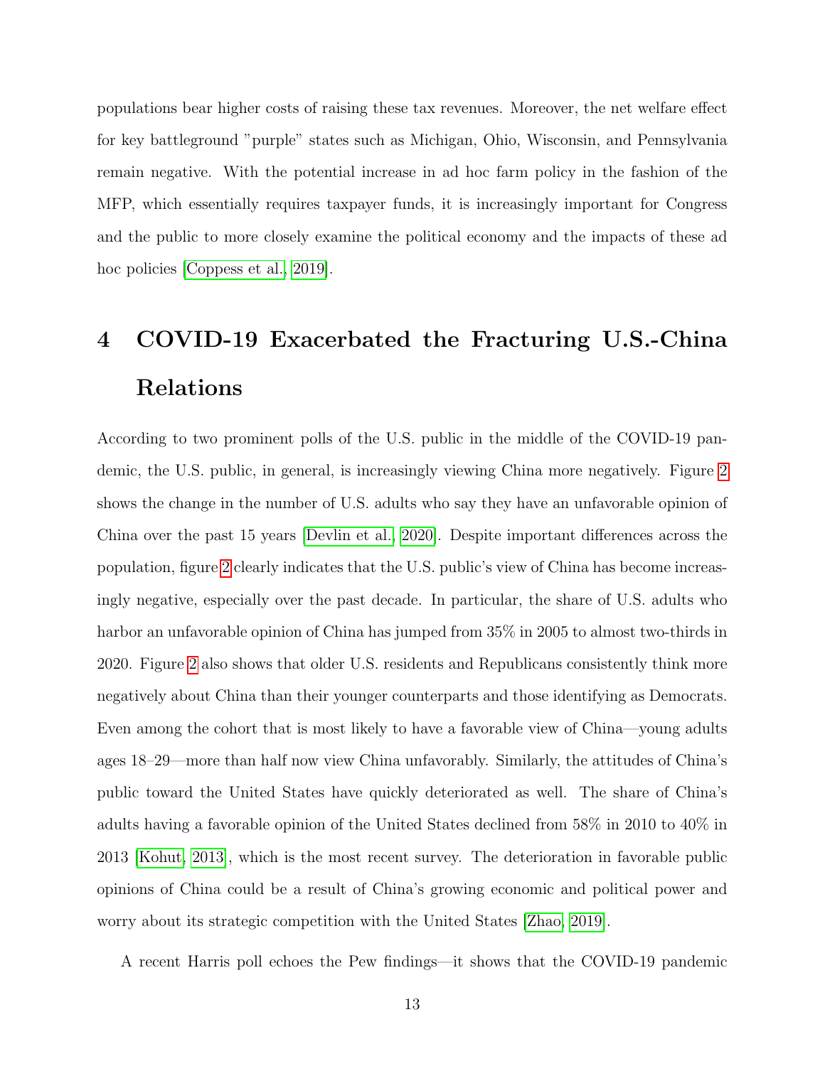populations bear higher costs of raising these tax revenues. Moreover, the net welfare effect for key battleground "purple" states such as Michigan, Ohio, Wisconsin, and Pennsylvania remain negative. With the potential increase in ad hoc farm policy in the fashion of the MFP, which essentially requires taxpayer funds, it is increasingly important for Congress and the public to more closely examine the political economy and the impacts of these ad hoc policies [Coppess et al., 2019].

# 4 COVID-19 Exacerbated the Fracturing U.S.-China Relations

According to two prominent polls of the U.S. public in the middle of the COVID-19 pandemic, the U.S. public, in general, is increasingly viewing China more negatively. Figure 2 shows the change in the number of U.S. adults who say they have an unfavorable opinion of China over the past 15 years [Devlin et al., 2020]. Despite important differences across the population, figure 2 clearly indicates that the U.S. public's view of China has become increasingly negative, especially over the past decade. In particular, the share of U.S. adults who harbor an unfavorable opinion of China has jumped from 35% in 2005 to almost two-thirds in 2020. Figure 2 also shows that older U.S. residents and Republicans consistently think more negatively about China than their younger counterparts and those identifying as Democrats. Even among the cohort that is most likely to have a favorable view of China—young adults ages 18–29—more than half now view China unfavorably. Similarly, the attitudes of China's public toward the United States have quickly deteriorated as well. The share of China's adults having a favorable opinion of the United States declined from 58% in 2010 to 40% in 2013 [Kohut, 2013], which is the most recent survey. The deterioration in favorable public opinions of China could be a result of China's growing economic and political power and worry about its strategic competition with the United States [Zhao, 2019].

A recent Harris poll echoes the Pew findings—it shows that the COVID-19 pandemic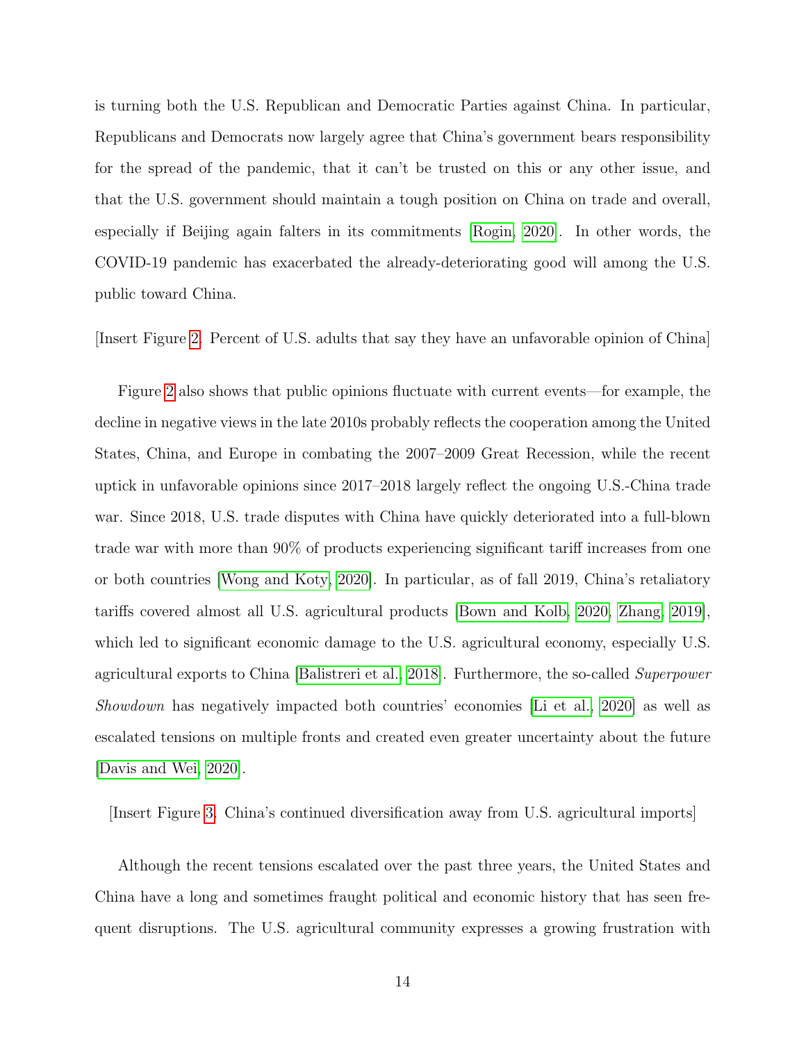is turning both the U.S. Republican and Democratic Parties against China. In particular, Republicans and Democrats now largely agree that China's government bears responsibility for the spread of the pandemic, that it can't be trusted on this or any other issue, and that the U.S. government should maintain a tough position on China on trade and overall, especially if Beijing again falters in its commitments [Rogin, 2020]. In other words, the COVID-19 pandemic has exacerbated the already-deteriorating good will among the U.S. public toward China.

[Insert Figure 2. Percent of U.S. adults that say they have an unfavorable opinion of China]

Figure 2 also shows that public opinions fluctuate with current events—for example, the decline in negative views in the late 2010s probably reflects the cooperation among the United States, China, and Europe in combating the 2007–2009 Great Recession, while the recent uptick in unfavorable opinions since 2017–2018 largely reflect the ongoing U.S.-China trade war. Since 2018, U.S. trade disputes with China have quickly deteriorated into a full-blown trade war with more than 90% of products experiencing significant tariff increases from one or both countries [Wong and Koty, 2020]. In particular, as of fall 2019, China's retaliatory tariffs covered almost all U.S. agricultural products [Bown and Kolb, 2020, Zhang, 2019], which led to significant economic damage to the U.S. agricultural economy, especially U.S. agricultural exports to China [Balistreri et al., 2018]. Furthermore, the so-called *Superpower Showdown* has negatively impacted both countries' economies [Li et al., 2020] as well as escalated tensions on multiple fronts and created even greater uncertainty about the future [Davis and Wei, 2020].

[Insert Figure 3. China's continued diversification away from U.S. agricultural imports]

Although the recent tensions escalated over the past three years, the United States and China have a long and sometimes fraught political and economic history that has seen frequent disruptions. The U.S. agricultural community expresses a growing frustration with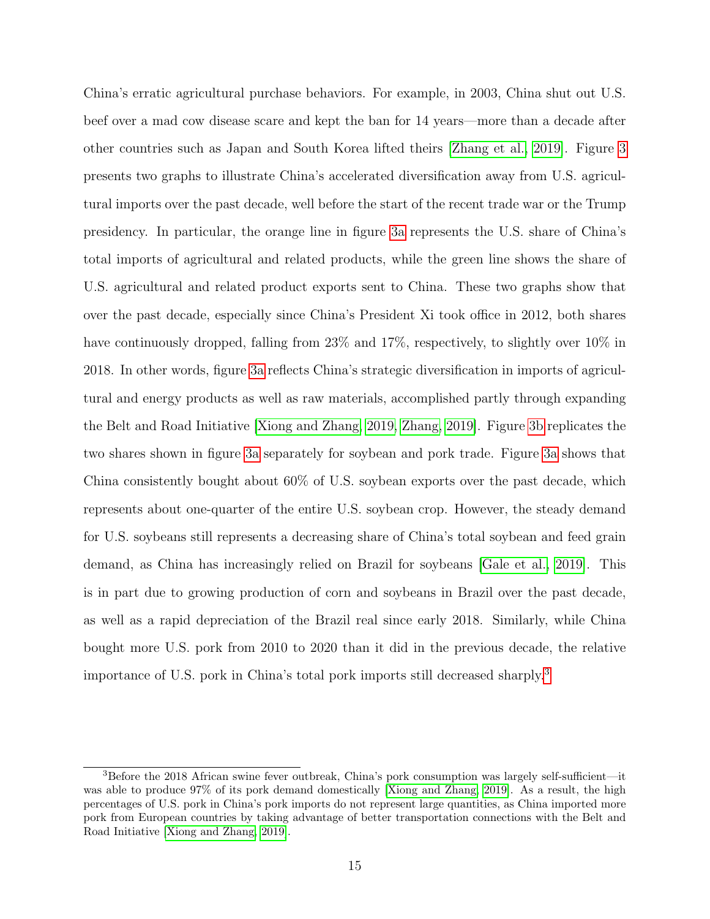China's erratic agricultural purchase behaviors. For example, in 2003, China shut out U.S. beef over a mad cow disease scare and kept the ban for 14 years—more than a decade after other countries such as Japan and South Korea lifted theirs [Zhang et al., 2019]. Figure 3 presents two graphs to illustrate China's accelerated diversification away from U.S. agricultural imports over the past decade, well before the start of the recent trade war or the Trump presidency. In particular, the orange line in figure 3a represents the U.S. share of China's total imports of agricultural and related products, while the green line shows the share of U.S. agricultural and related product exports sent to China. These two graphs show that over the past decade, especially since China's President Xi took office in 2012, both shares have continuously dropped, falling from 23% and 17%, respectively, to slightly over 10% in 2018. In other words, figure 3a reflects China's strategic diversification in imports of agricultural and energy products as well as raw materials, accomplished partly through expanding the Belt and Road Initiative [Xiong and Zhang, 2019, Zhang, 2019]. Figure 3b replicates the two shares shown in figure 3a separately for soybean and pork trade. Figure 3a shows that China consistently bought about 60% of U.S. soybean exports over the past decade, which represents about one-quarter of the entire U.S. soybean crop. However, the steady demand for U.S. soybeans still represents a decreasing share of China's total soybean and feed grain demand, as China has increasingly relied on Brazil for soybeans [Gale et al., 2019]. This is in part due to growing production of corn and soybeans in Brazil over the past decade, as well as a rapid depreciation of the Brazil real since early 2018. Similarly, while China bought more U.S. pork from 2010 to 2020 than it did in the previous decade, the relative importance of U.S. pork in China's total pork imports still decreased sharply.[3]

[3] Before the 2018 African swine fever outbreak, China's pork consumption was largely self-sufficient—it was able to produce 97% of its pork demand domestically [Xiong and Zhang, 2019]. As a result, the high percentages of U.S. pork in China's pork imports do not represent large quantities, as China imported more pork from European countries by taking advantage of better transportation connections with the Belt and Road Initiative [Xiong and Zhang, 2019].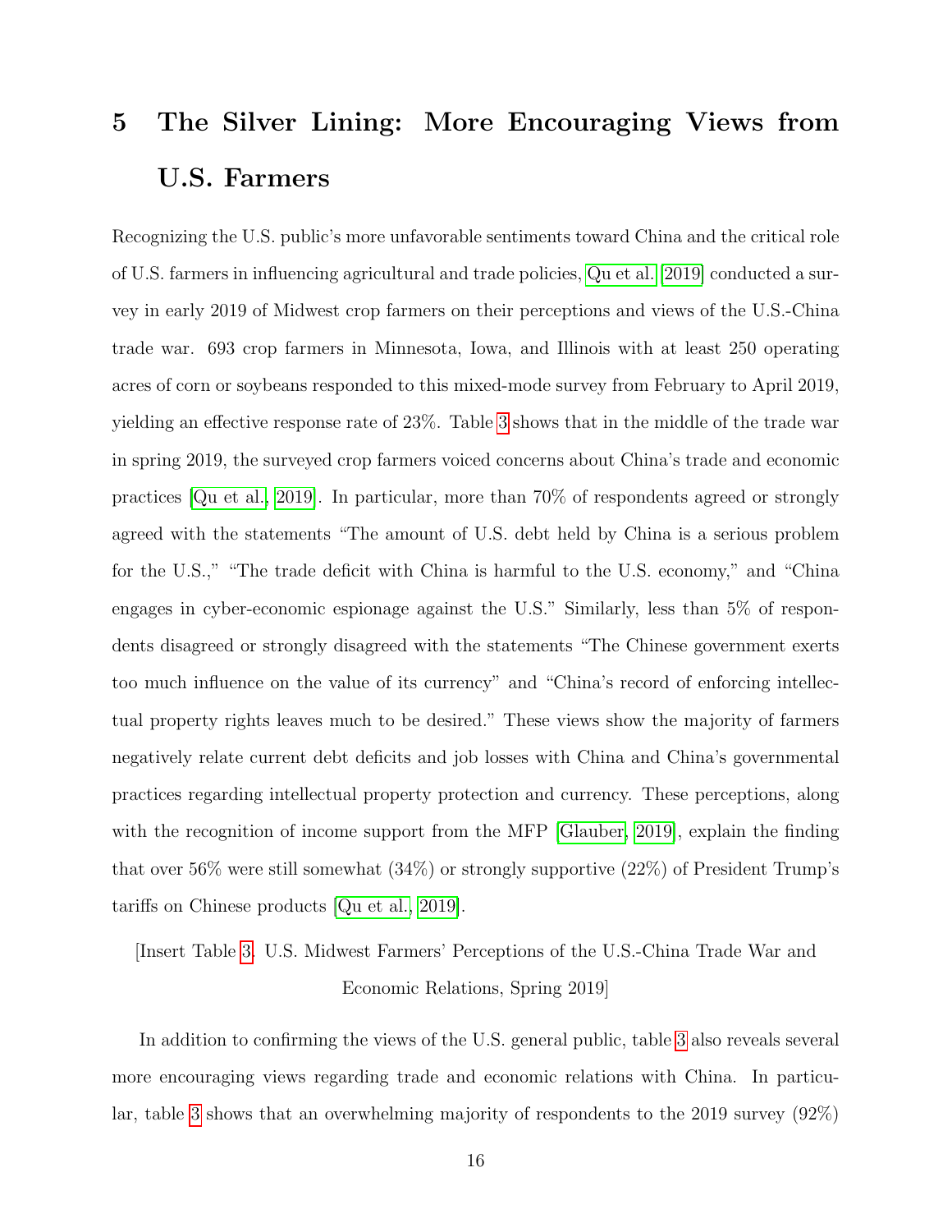# 5 The Silver Lining: More Encouraging Views from U.S. Farmers

Recognizing the U.S. public's more unfavorable sentiments toward China and the critical role of U.S. farmers in influencing agricultural and trade policies, Qu et al. [2019] conducted a survey in early 2019 of Midwest crop farmers on their perceptions and views of the U.S.-China trade war. 693 crop farmers in Minnesota, Iowa, and Illinois with at least 250 operating acres of corn or soybeans responded to this mixed-mode survey from February to April 2019, yielding an effective response rate of 23%. Table 3 shows that in the middle of the trade war in spring 2019, the surveyed crop farmers voiced concerns about China's trade and economic practices [Qu et al., 2019]. In particular, more than 70% of respondents agreed or strongly agreed with the statements "The amount of U.S. debt held by China is a serious problem for the U.S.," "The trade deficit with China is harmful to the U.S. economy," and "China engages in cyber-economic espionage against the U.S." Similarly, less than 5% of respondents disagreed or strongly disagreed with the statements "The Chinese government exerts too much influence on the value of its currency" and "China's record of enforcing intellectual property rights leaves much to be desired." These views show the majority of farmers negatively relate current debt deficits and job losses with China and China's governmental practices regarding intellectual property protection and currency. These perceptions, along with the recognition of income support from the MFP [Glauber, 2019], explain the finding that over 56% were still somewhat (34%) or strongly supportive (22%) of President Trump's tariffs on Chinese products [Qu et al., 2019].

[Insert Table 3. U.S. Midwest Farmers' Perceptions of the U.S.-China Trade War and Economic Relations, Spring 2019]

In addition to confirming the views of the U.S. general public, table 3 also reveals several more encouraging views regarding trade and economic relations with China. In particular, table 3 shows that an overwhelming majority of respondents to the 2019 survey (92%)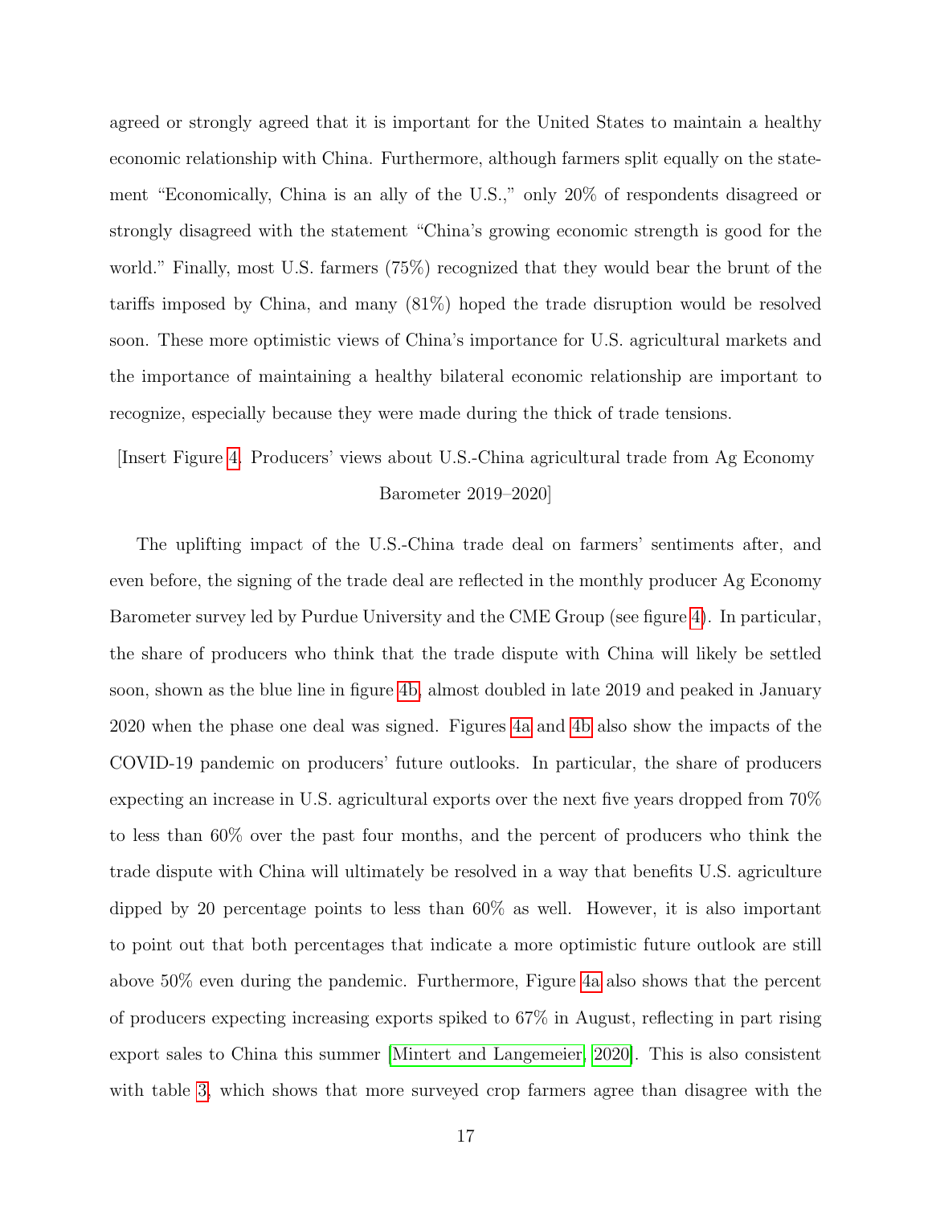agreed or strongly agreed that it is important for the United States to maintain a healthy economic relationship with China. Furthermore, although farmers split equally on the statement "Economically, China is an ally of the U.S.," only 20% of respondents disagreed or strongly disagreed with the statement "China's growing economic strength is good for the world." Finally, most U.S. farmers (75%) recognized that they would bear the brunt of the tariffs imposed by China, and many (81%) hoped the trade disruption would be resolved soon. These more optimistic views of China's importance for U.S. agricultural markets and the importance of maintaining a healthy bilateral economic relationship are important to recognize, especially because they were made during the thick of trade tensions.

[Insert Figure 4. Producers' views about U.S.-China agricultural trade from Ag Economy Barometer 2019–2020]

The uplifting impact of the U.S.-China trade deal on farmers' sentiments after, and even before, the signing of the trade deal are reflected in the monthly producer Ag Economy Barometer survey led by Purdue University and the CME Group (see figure 4). In particular, the share of producers who think that the trade dispute with China will likely be settled soon, shown as the blue line in figure 4b, almost doubled in late 2019 and peaked in January 2020 when the phase one deal was signed. Figures 4a and 4b also show the impacts of the COVID-19 pandemic on producers' future outlooks. In particular, the share of producers expecting an increase in U.S. agricultural exports over the next five years dropped from 70% to less than 60% over the past four months, and the percent of producers who think the trade dispute with China will ultimately be resolved in a way that benefits U.S. agriculture dipped by 20 percentage points to less than 60% as well. However, it is also important to point out that both percentages that indicate a more optimistic future outlook are still above 50% even during the pandemic. Furthermore, Figure 4a also shows that the percent of producers expecting increasing exports spiked to 67% in August, reflecting in part rising export sales to China this summer [Mintert and Langemeier, 2020]. This is also consistent with table 3, which shows that more surveyed crop farmers agree than disagree with the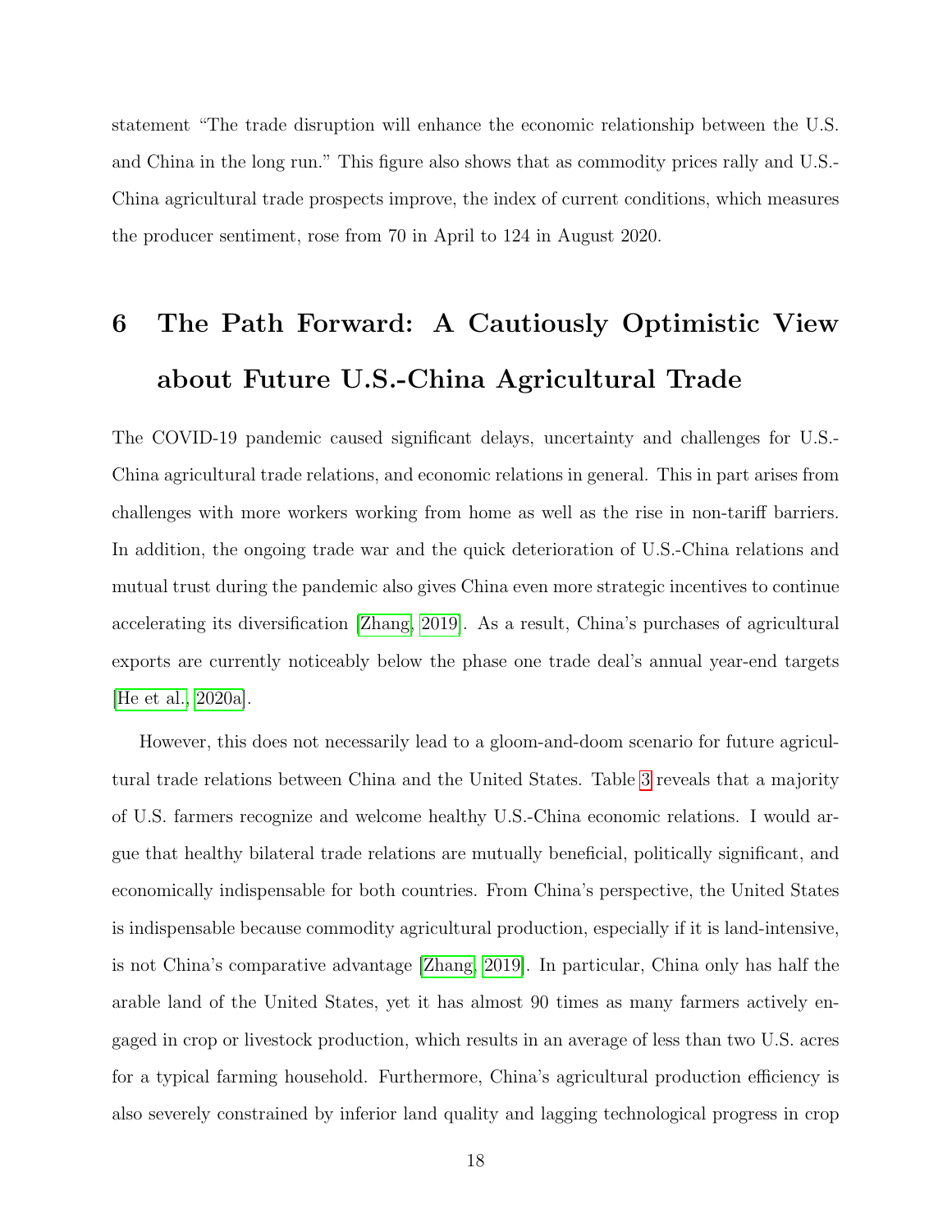statement "The trade disruption will enhance the economic relationship between the U.S. and China in the long run." This figure also shows that as commodity prices rally and U.S.-China agricultural trade prospects improve, the index of current conditions, which measures the producer sentiment, rose from 70 in April to 124 in August 2020.

# 6 The Path Forward: A Cautiously Optimistic View about Future U.S.-China Agricultural Trade

The COVID-19 pandemic caused significant delays, uncertainty and challenges for U.S.-China agricultural trade relations, and economic relations in general. This in part arises from challenges with more workers working from home as well as the rise in non-tariff barriers. In addition, the ongoing trade war and the quick deterioration of U.S.-China relations and mutual trust during the pandemic also gives China even more strategic incentives to continue accelerating its diversification [Zhang, 2019]. As a result, China's purchases of agricultural exports are currently noticeably below the phase one trade deal's annual year-end targets [He et al., 2020a].

However, this does not necessarily lead to a gloom-and-doom scenario for future agricultural trade relations between China and the United States. Table 3 reveals that a majority of U.S. farmers recognize and welcome healthy U.S.-China economic relations. I would argue that healthy bilateral trade relations are mutually beneficial, politically significant, and economically indispensable for both countries. From China's perspective, the United States is indispensable because commodity agricultural production, especially if it is land-intensive, is not China's comparative advantage [Zhang, 2019]. In particular, China only has half the arable land of the United States, yet it has almost 90 times as many farmers actively engaged in crop or livestock production, which results in an average of less than two U.S. acres for a typical farming household. Furthermore, China's agricultural production efficiency is also severely constrained by inferior land quality and lagging technological progress in crop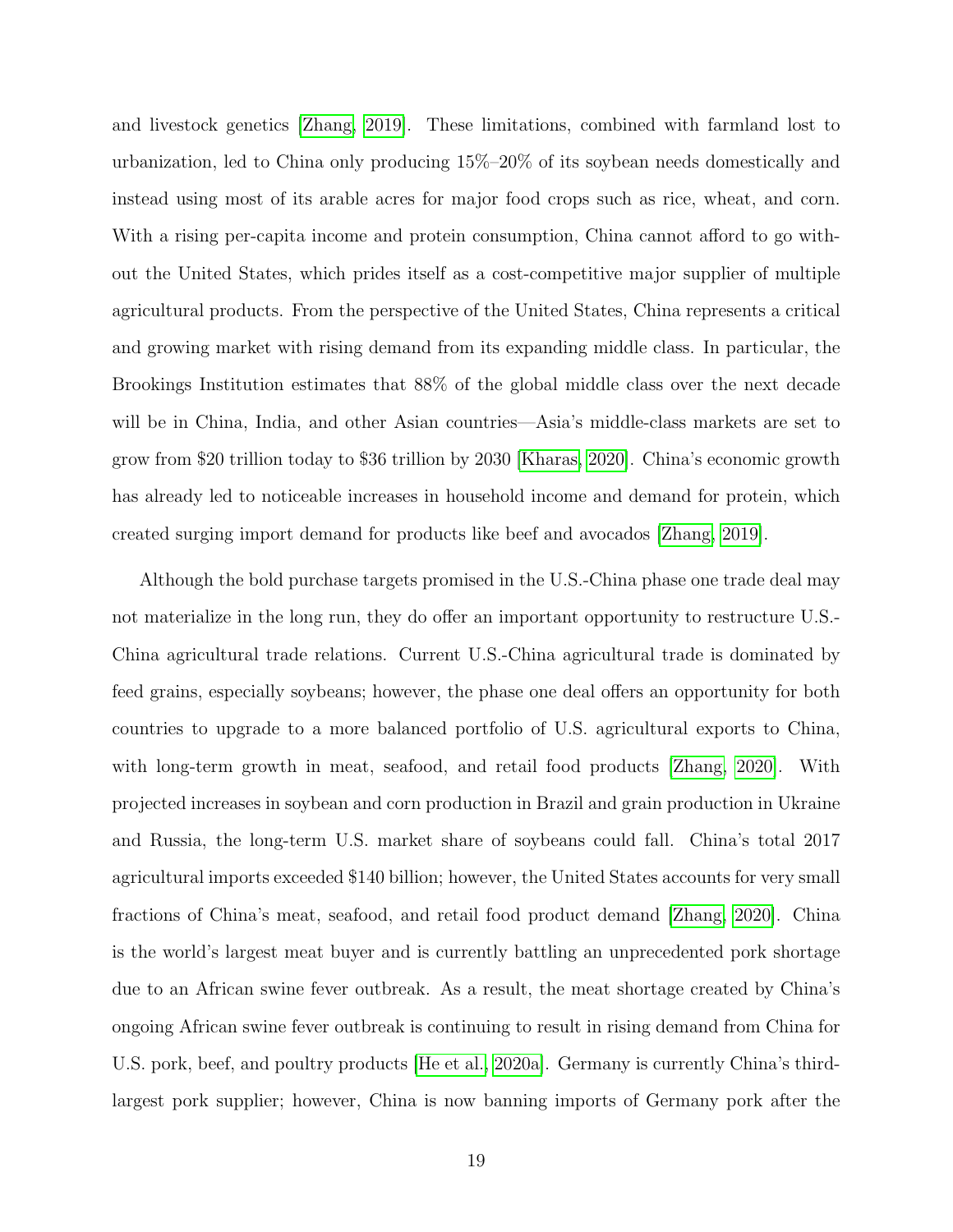and livestock genetics [Zhang, 2019]. These limitations, combined with farmland lost to urbanization, led to China only producing 15%–20% of its soybean needs domestically and instead using most of its arable acres for major food crops such as rice, wheat, and corn. With a rising per-capita income and protein consumption, China cannot afford to go without the United States, which prides itself as a cost-competitive major supplier of multiple agricultural products. From the perspective of the United States, China represents a critical and growing market with rising demand from its expanding middle class. In particular, the Brookings Institution estimates that 88% of the global middle class over the next decade will be in China, India, and other Asian countries—Asia's middle-class markets are set to grow from $20 trillion today to $36 trillion by 2030 [Kharas, 2020]. China's economic growth has already led to noticeable increases in household income and demand for protein, which created surging import demand for products like beef and avocados [Zhang, 2019].

Although the bold purchase targets promised in the U.S.-China phase one trade deal may not materialize in the long run, they do offer an important opportunity to restructure U.S.-China agricultural trade relations. Current U.S.-China agricultural trade is dominated by feed grains, especially soybeans; however, the phase one deal offers an opportunity for both countries to upgrade to a more balanced portfolio of U.S. agricultural exports to China, with long-term growth in meat, seafood, and retail food products [Zhang, 2020]. With projected increases in soybean and corn production in Brazil and grain production in Ukraine and Russia, the long-term U.S. market share of soybeans could fall. China's total 2017 agricultural imports exceeded $140 billion; however, the United States accounts for very small fractions of China's meat, seafood, and retail food product demand [Zhang, 2020]. China is the world's largest meat buyer and is currently battling an unprecedented pork shortage due to an African swine fever outbreak. As a result, the meat shortage created by China's ongoing African swine fever outbreak is continuing to result in rising demand from China for U.S. pork, beef, and poultry products [He et al., 2020a]. Germany is currently China's third-largest pork supplier; however, China is now banning imports of Germany pork after the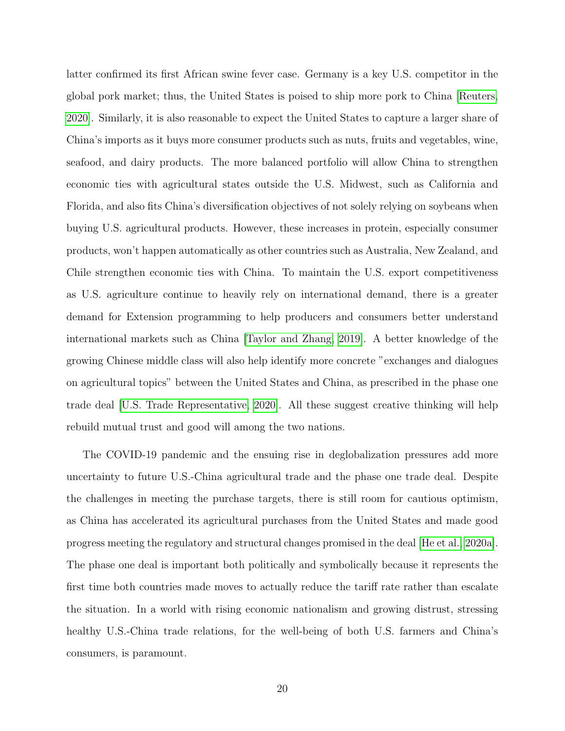latter confirmed its first African swine fever case. Germany is a key U.S. competitor in the global pork market; thus, the United States is poised to ship more pork to China [Reuters, 2020]. Similarly, it is also reasonable to expect the United States to capture a larger share of China's imports as it buys more consumer products such as nuts, fruits and vegetables, wine, seafood, and dairy products. The more balanced portfolio will allow China to strengthen economic ties with agricultural states outside the U.S. Midwest, such as California and Florida, and also fits China's diversification objectives of not solely relying on soybeans when buying U.S. agricultural products. However, these increases in protein, especially consumer products, won't happen automatically as other countries such as Australia, New Zealand, and Chile strengthen economic ties with China. To maintain the U.S. export competitiveness as U.S. agriculture continue to heavily rely on international demand, there is a greater demand for Extension programming to help producers and consumers better understand international markets such as China [Taylor and Zhang, 2019]. A better knowledge of the growing Chinese middle class will also help identify more concrete "exchanges and dialogues on agricultural topics" between the United States and China, as prescribed in the phase one trade deal [U.S. Trade Representative, 2020]. All these suggest creative thinking will help rebuild mutual trust and good will among the two nations.

The COVID-19 pandemic and the ensuing rise in deglobalization pressures add more uncertainty to future U.S.-China agricultural trade and the phase one trade deal. Despite the challenges in meeting the purchase targets, there is still room for cautious optimism, as China has accelerated its agricultural purchases from the United States and made good progress meeting the regulatory and structural changes promised in the deal [He et al., 2020a]. The phase one deal is important both politically and symbolically because it represents the first time both countries made moves to actually reduce the tariff rate rather than escalate the situation. In a world with rising economic nationalism and growing distrust, stressing healthy U.S.-China trade relations, for the well-being of both U.S. farmers and China's consumers, is paramount.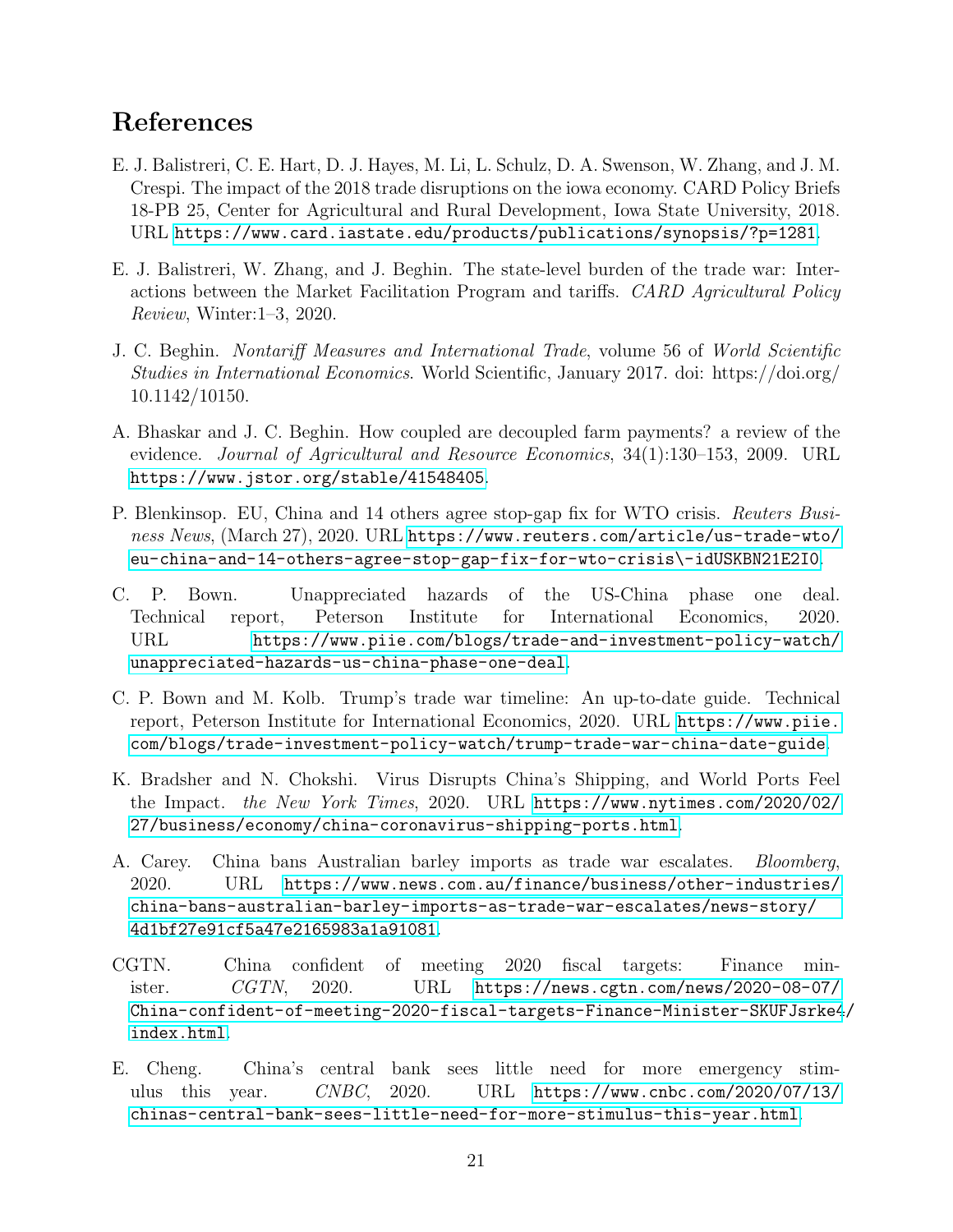# References

E. J. Balistreri, C. E. Hart, D. J. Hayes, M. Li, L. Schulz, D. A. Swenson, W. Zhang, and J. M. Crespi. The impact of the 2018 trade disruptions on the iowa economy. CARD Policy Briefs 18-PB 25, Center for Agricultural and Rural Development, Iowa State University, 2018. URL https://www.card.iastate.edu/products/publications/synopsis/?p=1281.

E. J. Balistreri, W. Zhang, and J. Beghin. The state-level burden of the trade war: Interactions between the Market Facilitation Program and tariffs. *CARD Agricultural Policy Review*, Winter:1–3, 2020.

J. C. Beghin. *Nontariff Measures and International Trade*, volume 56 of *World Scientific Studies in International Economics*. World Scientific, January 2017. doi: https://doi.org/10.1142/10150.

A. Bhaskar and J. C. Beghin. How coupled are decoupled farm payments? a review of the evidence. *Journal of Agricultural and Resource Economics*, 34(1):130–153, 2009. URL https://www.jstor.org/stable/41548405.

P. Blenkinsop. EU, China and 14 others agree stop-gap fix for WTO crisis. *Reuters Business News*, (March 27), 2020. URL https://www.reuters.com/article/us-trade-wto/eu-china-and-14-others-agree-stop-gap-fix-for-wto-crisis\-idUSKBN21E2I0.

C. P. Bown. Unappreciated hazards of the US-China phase one deal. Technical report, Peterson Institute for International Economics, 2020. URL https://www.piie.com/blogs/trade-and-investment-policy-watch/unappreciated-hazards-us-china-phase-one-deal.

C. P. Bown and M. Kolb. Trump's trade war timeline: An up-to-date guide. Technical report, Peterson Institute for International Economics, 2020. URL https://www.piie.com/blogs/trade-investment-policy-watch/trump-trade-war-china-date-guide.

K. Bradsher and N. Chokshi. Virus Disrupts China's Shipping, and World Ports Feel the Impact. *the New York Times*, 2020. URL https://www.nytimes.com/2020/02/27/business/economy/china-coronavirus-shipping-ports.html.

A. Carey. China bans Australian barley imports as trade war escalates. *Bloomberg*, 2020. URL https://www.news.com.au/finance/business/other-industries/china-bans-australian-barley-imports-as-trade-war-escalates/news-story/4d1bf27e91cf5a47e2165983a1a91081.

CGTN. China confident of meeting 2020 fiscal targets: Finance minister. *CGTN*, 2020. URL https://news.cgtn.com/news/2020-08-07/China-confident-of-meeting-2020-fiscal-targets-Finance-Minister-SKUFJsrke4/index.html.

E. Cheng. China's central bank sees little need for more emergency stimulus this year. *CNBC*, 2020. URL https://www.cnbc.com/2020/07/13/chinas-central-bank-sees-little-need-for-more-stimulus-this-year.html.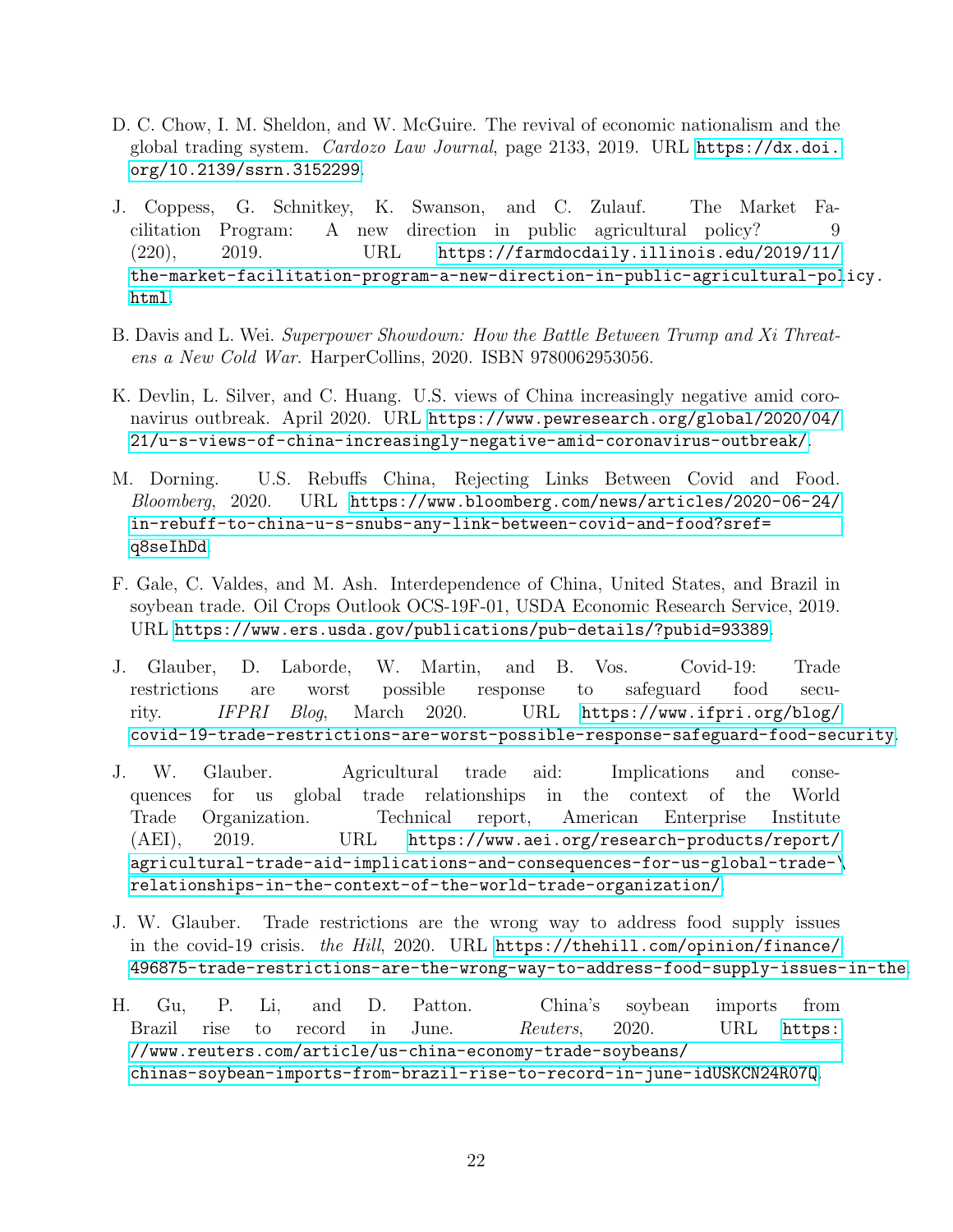D. C. Chow, I. M. Sheldon, and W. McGuire. The revival of economic nationalism and the global trading system. *Cardozo Law Journal*, page 2133, 2019. URL https://dx.doi.org/10.2139/ssrn.3152299.

J. Coppess, G. Schnitkey, K. Swanson, and C. Zulauf. The Market Facilitation Program: A new direction in public agricultural policy? 9 (220), 2019. URL https://farmdocdaily.illinois.edu/2019/11/the-market-facilitation-program-a-new-direction-in-public-agricultural-policy.html.

B. Davis and L. Wei. *Superpower Showdown: How the Battle Between Trump and Xi Threatens a New Cold War.* HarperCollins, 2020. ISBN 9780062953056.

K. Devlin, L. Silver, and C. Huang. U.S. views of China increasingly negative amid coronavirus outbreak. April 2020. URL https://www.pewresearch.org/global/2020/04/21/u-s-views-of-china-increasingly-negative-amid-coronavirus-outbreak/.

M. Dorning. U.S. Rebuffs China, Rejecting Links Between Covid and Food. *Bloomberg*, 2020. URL https://www.bloomberg.com/news/articles/2020-06-24/in-rebuff-to-china-u-s-snubs-any-link-between-covid-and-food?sref=q8seIhDd.

F. Gale, C. Valdes, and M. Ash. Interdependence of China, United States, and Brazil in soybean trade. Oil Crops Outlook OCS-19F-01, USDA Economic Research Service, 2019. URL https://www.ers.usda.gov/publications/pub-details/?pubid=93389.

J. Glauber, D. Laborde, W. Martin, and B. Vos. Covid-19: Trade restrictions are worst possible response to safeguard food security. *IFPRI Blog*, March 2020. URL https://www.ifpri.org/blog/covid-19-trade-restrictions-are-worst-possible-response-safeguard-food-security.

J. W. Glauber. Agricultural trade aid: Implications and consequences for us global trade relationships in the context of the World Trade Organization. Technical report, American Enterprise Institute (AEI), 2019. URL https://www.aei.org/research-products/report/agricultural-trade-aid-implications-and-consequences-for-us-global-trade-\relationships-in-the-context-of-the-world-trade-organization/.

J. W. Glauber. Trade restrictions are the wrong way to address food supply issues in the covid-19 crisis. *the Hill*, 2020. URL https://thehill.com/opinion/finance/496875-trade-restrictions-are-the-wrong-way-to-address-food-supply-issues-in-the.

H. Gu, P. Li, and D. Patton. China's soybean imports from Brazil rise to record in June. *Reuters*, 2020. URL https://www.reuters.com/article/us-china-economy-trade-soybeans/chinas-soybean-imports-from-brazil-rise-to-record-in-june-idUSKCN24R07Q.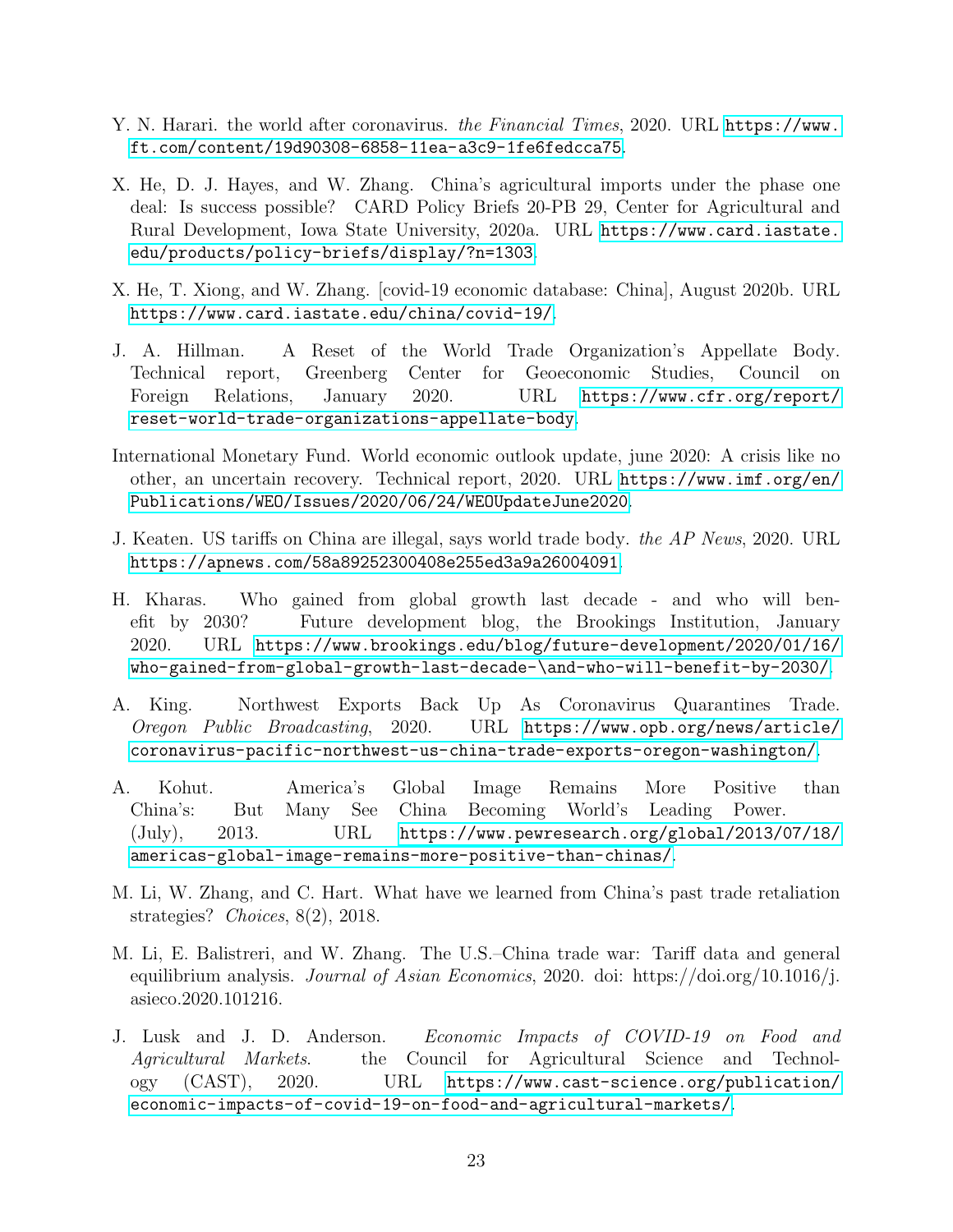Y. N. Harari. the world after coronavirus. *the Financial Times*, 2020. URL https://www.ft.com/content/19d90308-6858-11ea-a3c9-1fe6fedcca75.

X. He, D. J. Hayes, and W. Zhang. China's agricultural imports under the phase one deal: Is success possible? CARD Policy Briefs 20-PB 29, Center for Agricultural and Rural Development, Iowa State University, 2020a. URL https://www.card.iastate.edu/products/policy-briefs/display/?n=1303.

X. He, T. Xiong, and W. Zhang. [covid-19 economic database: China], August 2020b. URL https://www.card.iastate.edu/china/covid-19/.

J. A. Hillman. A Reset of the World Trade Organization's Appellate Body. Technical report, Greenberg Center for Geoeconomic Studies, Council on Foreign Relations, January 2020. URL https://www.cfr.org/report/reset-world-trade-organizations-appellate-body.

International Monetary Fund. World economic outlook update, june 2020: A crisis like no other, an uncertain recovery. Technical report, 2020. URL https://www.imf.org/en/Publications/WEO/Issues/2020/06/24/WEOUpdateJune2020.

J. Keaten. US tariffs on China are illegal, says world trade body. *the AP News*, 2020. URL https://apnews.com/58a89252300408e255ed3a9a26004091.

H. Kharas. Who gained from global growth last decade - and who will benefit by 2030? Future development blog, the Brookings Institution, January 2020. URL https://www.brookings.edu/blog/future-development/2020/01/16/who-gained-from-global-growth-last-decade-\and-who-will-benefit-by-2030/.

A. King. Northwest Exports Back Up As Coronavirus Quarantines Trade. *Oregon Public Broadcasting*, 2020. URL https://www.opb.org/news/article/coronavirus-pacific-northwest-us-china-trade-exports-oregon-washington/.

A. Kohut. America's Global Image Remains More Positive than China's: But Many See China Becoming World's Leading Power. (July), 2013. URL https://www.pewresearch.org/global/2013/07/18/americas-global-image-remains-more-positive-than-chinas/.

M. Li, W. Zhang, and C. Hart. What have we learned from China's past trade retaliation strategies? *Choices*, 8(2), 2018.

M. Li, E. Balistreri, and W. Zhang. The U.S.–China trade war: Tariff data and general equilibrium analysis. *Journal of Asian Economics*, 2020. doi: https://doi.org/10.1016/j.asieco.2020.101216.

J. Lusk and J. D. Anderson. *Economic Impacts of COVID-19 on Food and Agricultural Markets*. the Council for Agricultural Science and Technology (CAST), 2020. URL https://www.cast-science.org/publication/economic-impacts-of-covid-19-on-food-and-agricultural-markets/.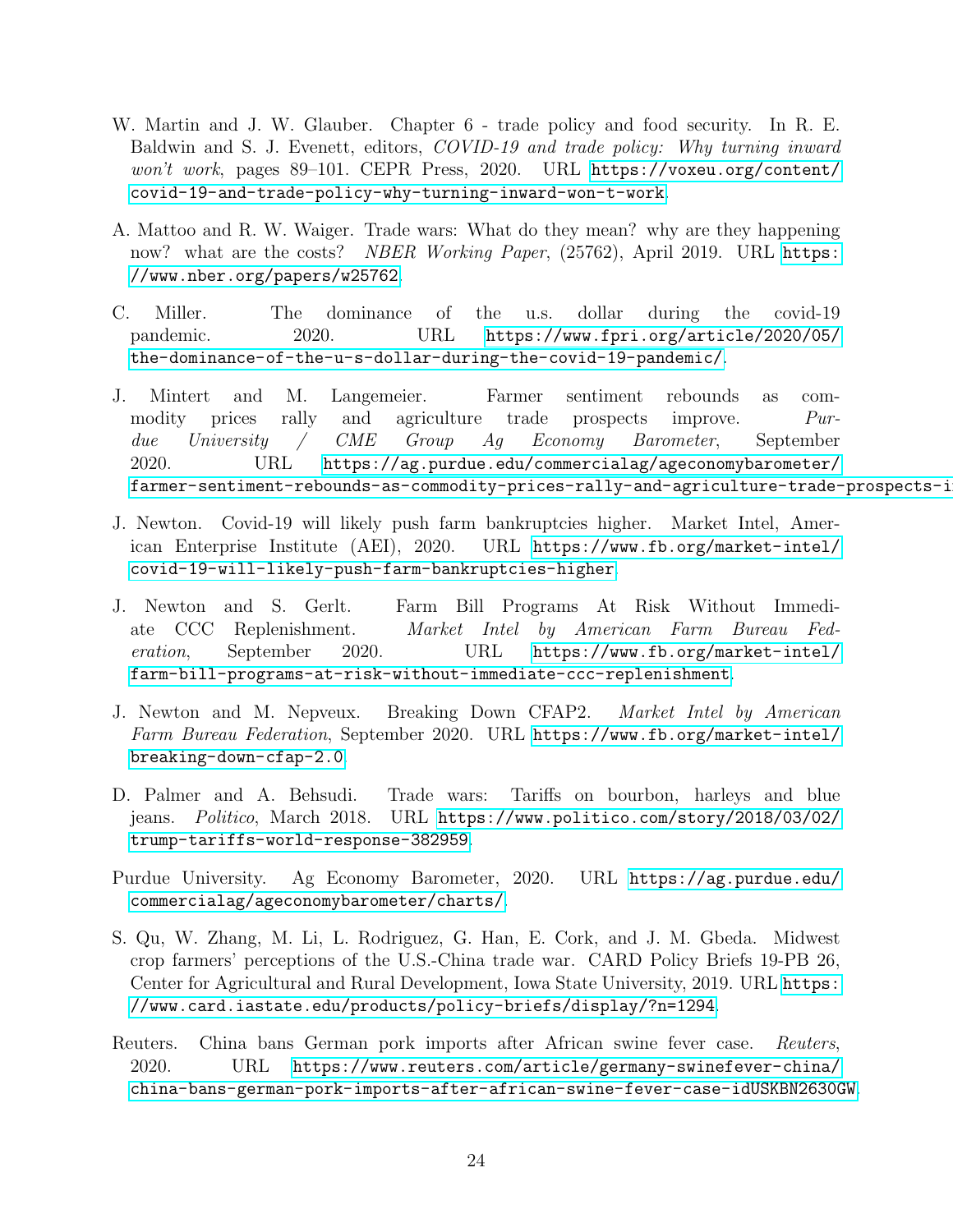W. Martin and J. W. Glauber. Chapter 6 - trade policy and food security. In R. E. Baldwin and S. J. Evenett, editors, *COVID-19 and trade policy: Why turning inward won't work*, pages 89–101. CEPR Press, 2020. URL https://voxeu.org/content/covid-19-and-trade-policy-why-turning-inward-won-t-work.

A. Mattoo and R. W. Waiger. Trade wars: What do they mean? why are they happening now? what are the costs? *NBER Working Paper*, (25762), April 2019. URL https://www.nber.org/papers/w25762.

C. Miller. The dominance of the u.s. dollar during the covid-19 pandemic. 2020. URL https://www.fpri.org/article/2020/05/the-dominance-of-the-u-s-dollar-during-the-covid-19-pandemic/.

J. Mintert and M. Langemeier. Farmer sentiment rebounds as commodity prices rally and agriculture trade prospects improve. *Purdue University / CME Group Ag Economy Barometer*, September 2020. URL https://ag.purdue.edu/commercialag/ageconomybarometer/farmer-sentiment-rebounds-as-commodity-prices-rally-and-agriculture-trade-prospects-i

J. Newton. Covid-19 will likely push farm bankruptcies higher. Market Intel, American Enterprise Institute (AEI), 2020. URL https://www.fb.org/market-intel/covid-19-will-likely-push-farm-bankruptcies-higher.

J. Newton and S. Gerlt. Farm Bill Programs At Risk Without Immediate CCC Replenishment. *Market Intel by American Farm Bureau Federation*, September 2020. URL https://www.fb.org/market-intel/farm-bill-programs-at-risk-without-immediate-ccc-replenishment.

J. Newton and M. Nepveux. Breaking Down CFAP2. *Market Intel by American Farm Bureau Federation*, September 2020. URL https://www.fb.org/market-intel/breaking-down-cfap-2.0.

D. Palmer and A. Behsudi. Trade wars: Tariffs on bourbon, harleys and blue jeans. *Politico*, March 2018. URL https://www.politico.com/story/2018/03/02/trump-tariffs-world-response-382959.

Purdue University. Ag Economy Barometer, 2020. URL https://ag.purdue.edu/commercialag/ageconomybarometer/charts/.

S. Qu, W. Zhang, M. Li, L. Rodriguez, G. Han, E. Cork, and J. M. Gbeda. Midwest crop farmers' perceptions of the U.S.-China trade war. CARD Policy Briefs 19-PB 26, Center for Agricultural and Rural Development, Iowa State University, 2019. URL https://www.card.iastate.edu/products/policy-briefs/display/?n=1294.

Reuters. China bans German pork imports after African swine fever case. *Reuters*, 2020. URL https://www.reuters.com/article/germany-swinefever-china/china-bans-german-pork-imports-after-african-swine-fever-case-idUSKBN2630GW.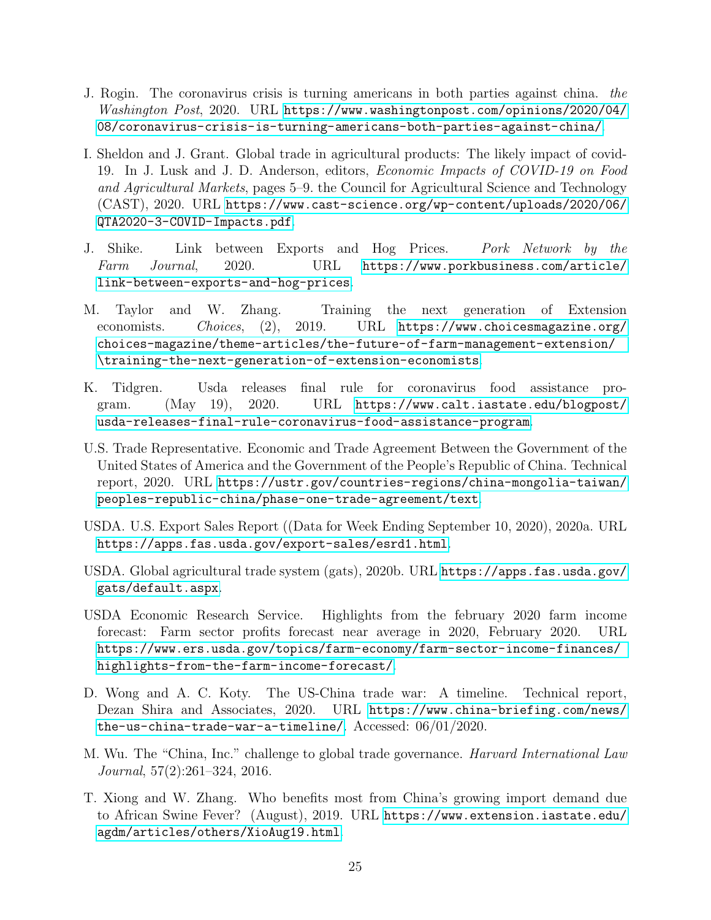J. Rogin. The coronavirus crisis is turning americans in both parties against china. *the Washington Post*, 2020. URL https://www.washingtonpost.com/opinions/2020/04/08/coronavirus-crisis-is-turning-americans-both-parties-against-china/.

I. Sheldon and J. Grant. Global trade in agricultural products: The likely impact of covid-19. In J. Lusk and J. D. Anderson, editors, *Economic Impacts of COVID-19 on Food and Agricultural Markets*, pages 5–9. the Council for Agricultural Science and Technology (CAST), 2020. URL https://www.cast-science.org/wp-content/uploads/2020/06/QTA2020-3-COVID-Impacts.pdf.

J. Shike. Link between Exports and Hog Prices. *Pork Network by the Farm Journal*, 2020. URL https://www.porkbusiness.com/article/link-between-exports-and-hog-prices.

M. Taylor and W. Zhang. Training the next generation of Extension economists. *Choices*, (2), 2019. URL https://www.choicesmagazine.org/choices-magazine/theme-articles/the-future-of-farm-management-extension/\training-the-next-generation-of-extension-economists.

K. Tidgren. Usda releases final rule for coronavirus food assistance program. (May 19), 2020. URL https://www.calt.iastate.edu/blogpost/usda-releases-final-rule-coronavirus-food-assistance-program.

U.S. Trade Representative. Economic and Trade Agreement Between the Government of the United States of America and the Government of the People's Republic of China. Technical report, 2020. URL https://ustr.gov/countries-regions/china-mongolia-taiwan/peoples-republic-china/phase-one-trade-agreement/text.

USDA. U.S. Export Sales Report ((Data for Week Ending September 10, 2020), 2020a. URL https://apps.fas.usda.gov/export-sales/esrd1.html.

USDA. Global agricultural trade system (gats), 2020b. URL https://apps.fas.usda.gov/gats/default.aspx.

USDA Economic Research Service. Highlights from the february 2020 farm income forecast: Farm sector profits forecast near average in 2020, February 2020. URL https://www.ers.usda.gov/topics/farm-economy/farm-sector-income-finances/highlights-from-the-farm-income-forecast/.

D. Wong and A. C. Koty. The US-China trade war: A timeline. Technical report, Dezan Shira and Associates, 2020. URL https://www.china-briefing.com/news/the-us-china-trade-war-a-timeline/. Accessed: 06/01/2020.

M. Wu. The "China, Inc." challenge to global trade governance. *Harvard International Law Journal*, 57(2):261–324, 2016.

T. Xiong and W. Zhang. Who benefits most from China's growing import demand due to African Swine Fever? (August), 2019. URL https://www.extension.iastate.edu/agdm/articles/others/XioAug19.html.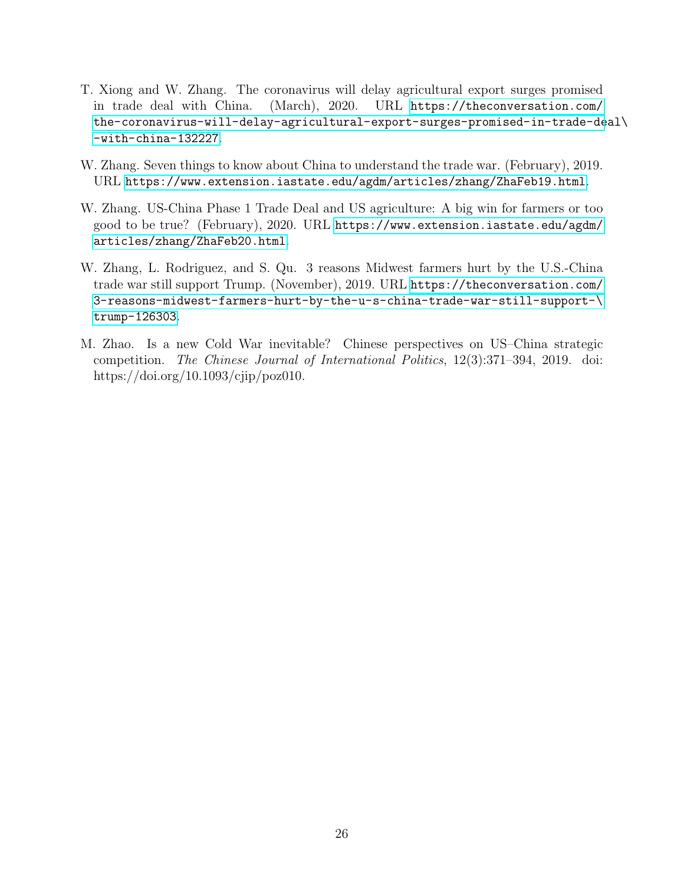T. Xiong and W. Zhang. The coronavirus will delay agricultural export surges promised in trade deal with China. (March), 2020. URL https://theconversation.com/the-coronavirus-will-delay-agricultural-export-surges-promised-in-trade-deal\-with-china-132227.

W. Zhang. Seven things to know about China to understand the trade war. (February), 2019. URL https://www.extension.iastate.edu/agdm/articles/zhang/ZhaFeb19.html.

W. Zhang. US-China Phase 1 Trade Deal and US agriculture: A big win for farmers or too good to be true? (February), 2020. URL https://www.extension.iastate.edu/agdm/articles/zhang/ZhaFeb20.html.

W. Zhang, L. Rodriguez, and S. Qu. 3 reasons Midwest farmers hurt by the U.S.-China trade war still support Trump. (November), 2019. URL https://theconversation.com/3-reasons-midwest-farmers-hurt-by-the-u-s-china-trade-war-still-support-\trump-126303.

M. Zhao. Is a new Cold War inevitable? Chinese perspectives on US–China strategic competition. *The Chinese Journal of International Politics*, 12(3):371–394, 2019. doi: https://doi.org/10.1093/cjip/poz010.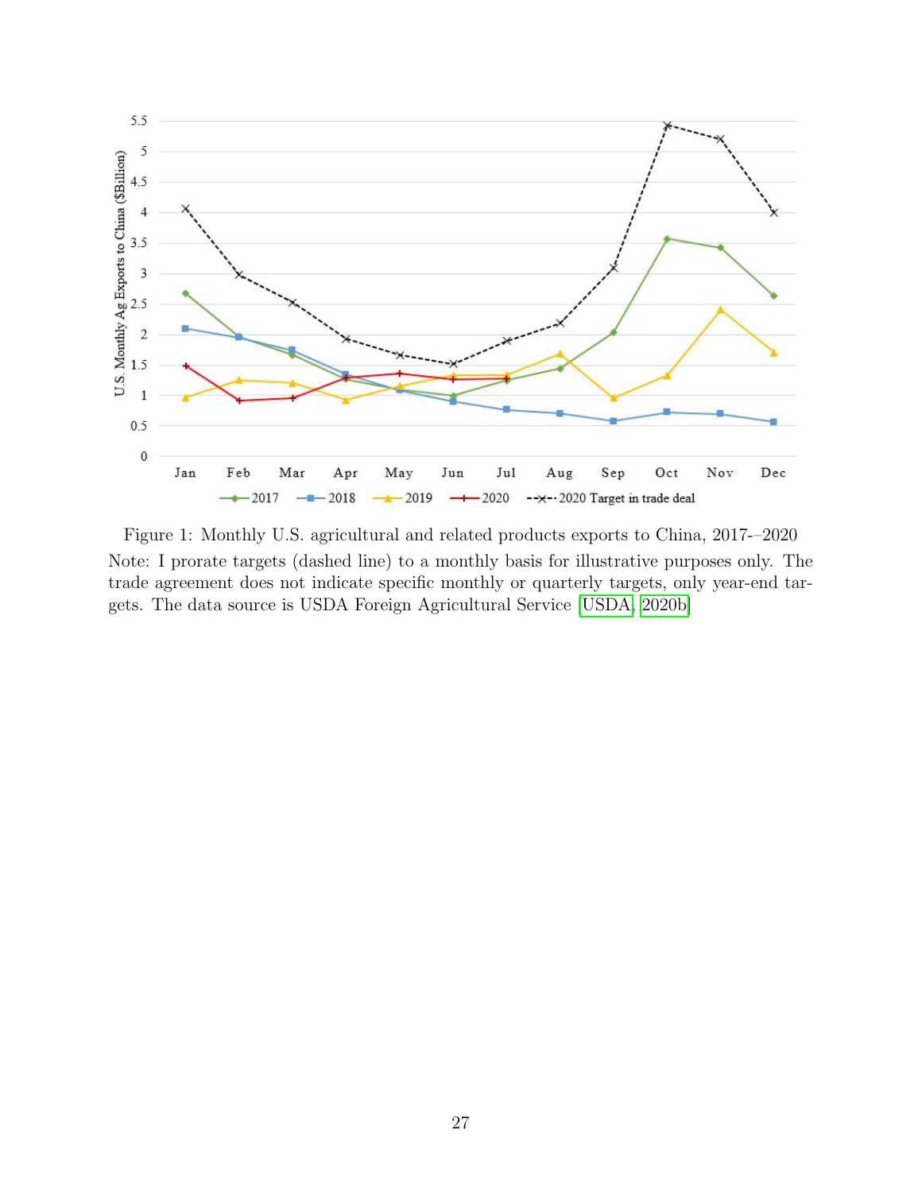Figure 1: Monthly U.S. agricultural and related products exports to China, 2017-–2020

Note: I prorate targets (dashed line) to a monthly basis for illustrative purposes only. The trade agreement does not indicate specific monthly or quarterly targets, only year-end targets. The data source is USDA Foreign Agricultural Service [USDA, 2020b]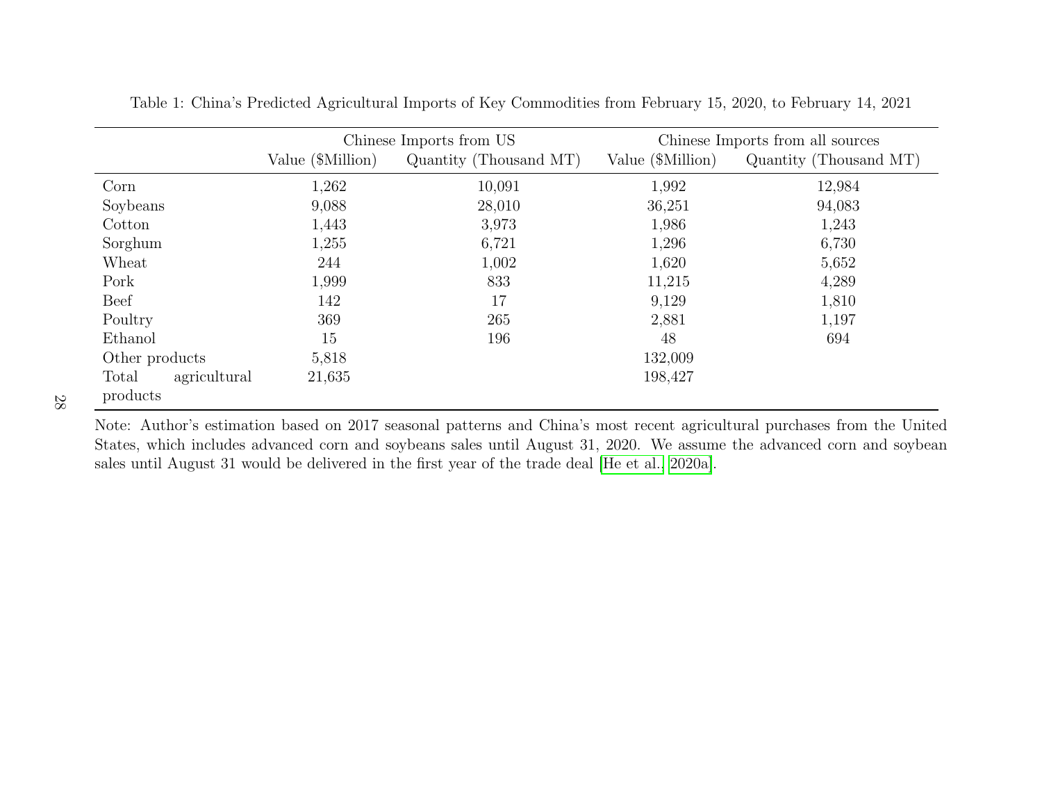Table 1: China's Predicted Agricultural Imports of Key Commodities from February 15, 2020, to February 14, 2021

| | Chinese Imports from US | | Chinese Imports from all sources | |
|---|---|---|---|---|
| | Value ($Million) | Quantity (Thousand MT) | Value ($Million) | Quantity (Thousand MT) |
| Corn | 1,262 | 10,091 | 1,992 | 12,984 |
| Soybeans | 9,088 | 28,010 | 36,251 | 94,083 |
| Cotton | 1,443 | 3,973 | 1,986 | 1,243 |
| Sorghum | 1,255 | 6,721 | 1,296 | 6,730 |
| Wheat | 244 | 1,002 | 1,620 | 5,652 |
| Pork | 1,999 | 833 | 11,215 | 4,289 |
| Beef | 142 | 17 | 9,129 | 1,810 |
| Poultry | 369 | 265 | 2,881 | 1,197 |
| Ethanol | 15 | 196 | 48 | 694 |
| Other products | 5,818 | | 132,009 | |
| Total agricultural products | 21,635 | | 198,427 | |

Note: Author's estimation based on 2017 seasonal patterns and China's most recent agricultural purchases from the United States, which includes advanced corn and soybeans sales until August 31, 2020. We assume the advanced corn and soybean sales until August 31 would be delivered in the first year of the trade deal [He et al., 2020a].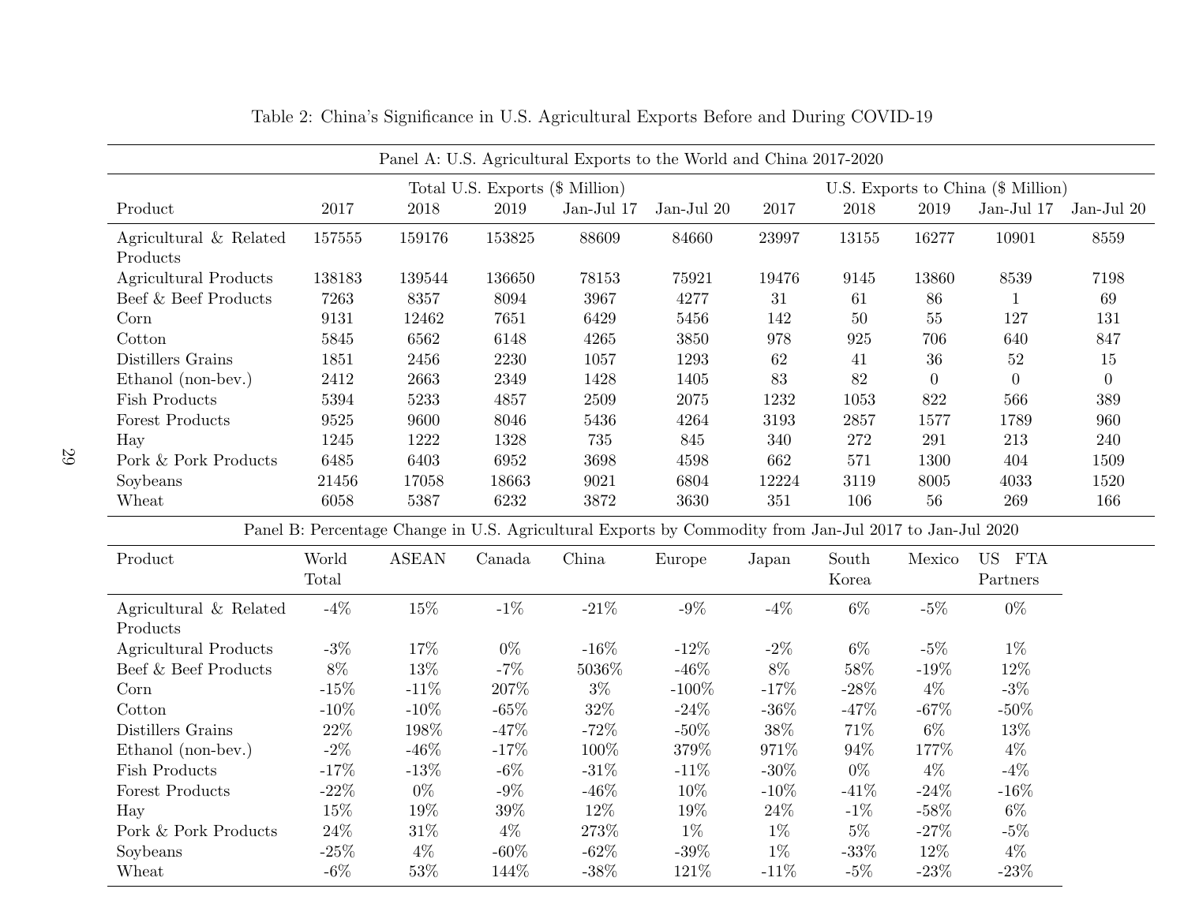Table 2: China's Significance in U.S. Agricultural Exports Before and During COVID-19

Panel A: U.S. Agricultural Exports to the World and China 2017-2020

| | Total U.S. Exports ($ Million) | | | | | U.S. Exports to China ($ Million) | | | | |
|---|---|---|---|---|---|---|---|---|---|---|
| Product | 2017 | 2018 | 2019 | Jan-Jul 17 | Jan-Jul 20 | 2017 | 2018 | 2019 | Jan-Jul 17 | Jan-Jul 20 |
| Agricultural & Related Products | 157555 | 159176 | 153825 | 88609 | 84660 | 23997 | 13155 | 16277 | 10901 | 8559 |
| Agricultural Products | 138183 | 139544 | 136650 | 78153 | 75921 | 19476 | 9145 | 13860 | 8539 | 7198 |
| Beef & Beef Products | 7263 | 8357 | 8094 | 3967 | 4277 | 31 | 61 | 86 | 1 | 69 |
| Corn | 9131 | 12462 | 7651 | 6429 | 5456 | 142 | 50 | 55 | 127 | 131 |
| Cotton | 5845 | 6562 | 6148 | 4265 | 3850 | 978 | 925 | 706 | 640 | 847 |
| Distillers Grains | 1851 | 2456 | 2230 | 1057 | 1293 | 62 | 41 | 36 | 52 | 15 |
| Ethanol (non-bev.) | 2412 | 2663 | 2349 | 1428 | 1405 | 83 | 82 | 0 | 0 | 0 |
| Fish Products | 5394 | 5233 | 4857 | 2509 | 2075 | 1232 | 1053 | 822 | 566 | 389 |
| Forest Products | 9525 | 9600 | 8046 | 5436 | 4264 | 3193 | 2857 | 1577 | 1789 | 960 |
| Hay | 1245 | 1222 | 1328 | 735 | 845 | 340 | 272 | 291 | 213 | 240 |
| Pork & Pork Products | 6485 | 6403 | 6952 | 3698 | 4598 | 662 | 571 | 1300 | 404 | 1509 |
| Soybeans | 21456 | 17058 | 18663 | 9021 | 6804 | 12224 | 3119 | 8005 | 4033 | 1520 |
| Wheat | 6058 | 5387 | 6232 | 3872 | 3630 | 351 | 106 | 56 | 269 | 166 |

Panel B: Percentage Change in U.S. Agricultural Exports by Commodity from Jan-Jul 2017 to Jan-Jul 2020

| Product | World Total | ASEAN | Canada | China | Europe | Japan | South Korea | Mexico | US FTA Partners |
|---|---|---|---|---|---|---|---|---|---|
| Agricultural & Related Products | -4% | 15% | -1% | -21% | -9% | -4% | 6% | -5% | 0% |
| Agricultural Products | -3% | 17% | 0% | -16% | -12% | -2% | 6% | -5% | 1% |
| Beef & Beef Products | 8% | 13% | -7% | 5036% | -46% | 8% | 58% | -19% | 12% |
| Corn | -15% | -11% | 207% | 3% | -100% | -17% | -28% | 4% | -3% |
| Cotton | -10% | -10% | -65% | 32% | -24% | -36% | -47% | -67% | -50% |
| Distillers Grains | 22% | 198% | -47% | -72% | -50% | 38% | 71% | 6% | 13% |
| Ethanol (non-bev.) | -2% | -46% | -17% | 100% | 379% | 971% | 94% | 177% | 4% |
| Fish Products | -17% | -13% | -6% | -31% | -11% | -30% | 0% | 4% | -4% |
| Forest Products | -22% | 0% | -9% | -46% | 10% | -10% | -41% | -24% | -16% |
| Hay | 15% | 19% | 39% | 12% | 19% | 24% | -1% | -58% | 6% |
| Pork & Pork Products | 24% | 31% | 4% | 273% | 1% | 1% | 5% | -27% | -5% |
| Soybeans | -25% | 4% | -60% | -62% | -39% | 1% | -33% | 12% | 4% |
| Wheat | -6% | 53% | 144% | -38% | 121% | -11% | -5% | -23% | -23% |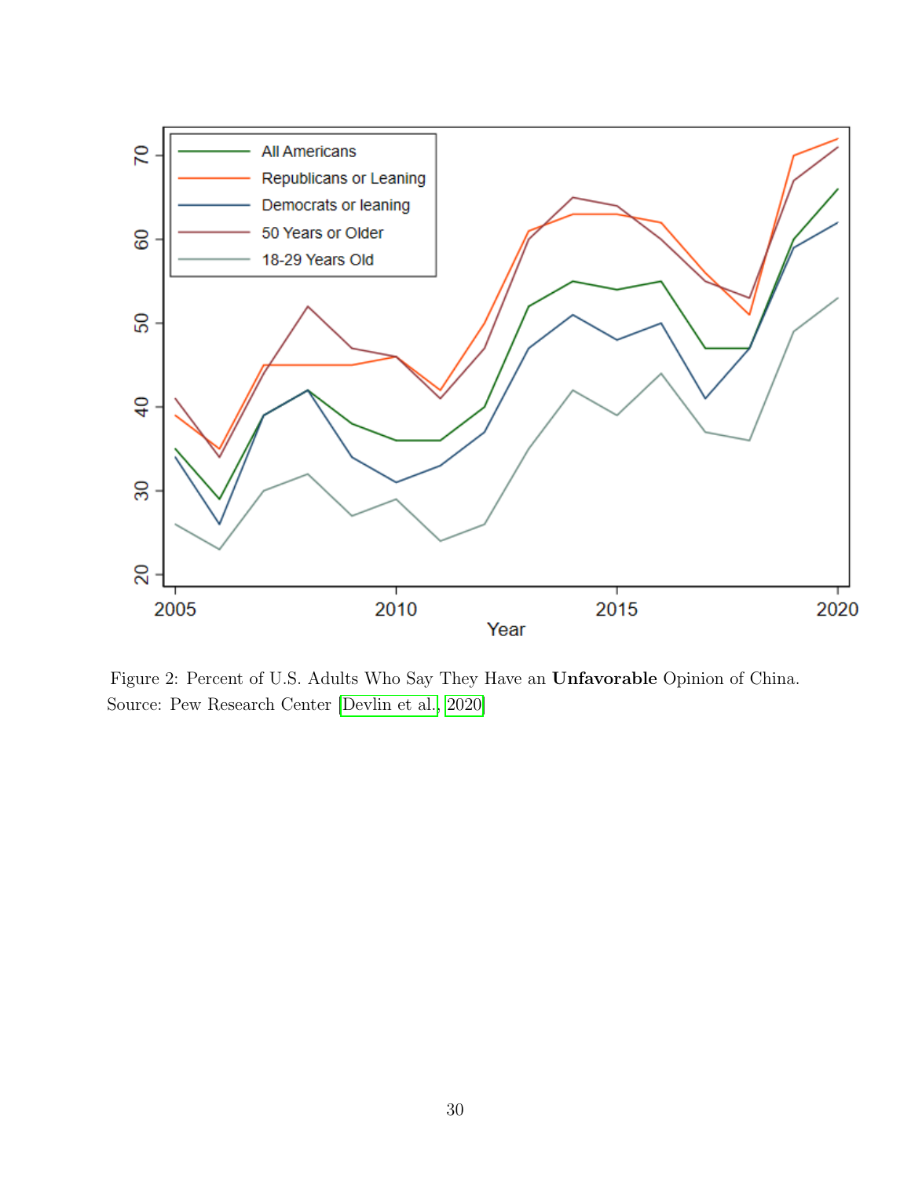Figure 2: Percent of U.S. Adults Who Say They Have an **Unfavorable** Opinion of China. Source: Pew Research Center [Devlin et al., 2020]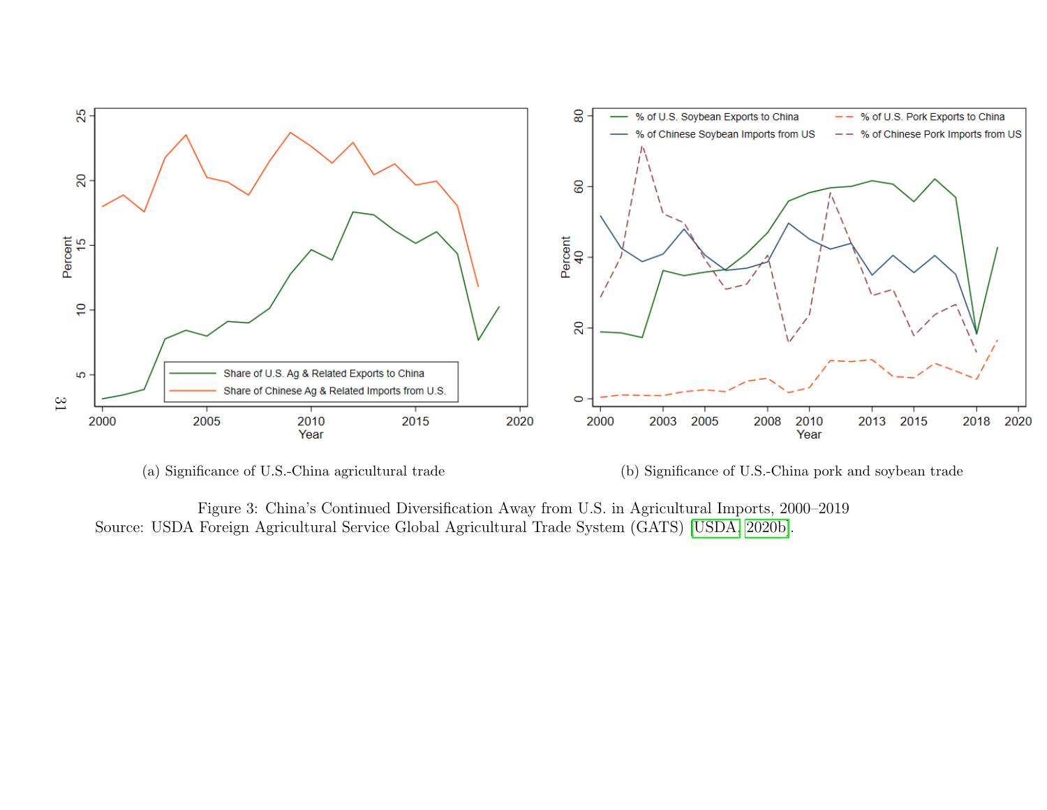(a) Significance of U.S.-China agricultural trade

(b) Significance of U.S.-China pork and soybean trade

Figure 3: China's Continued Diversification Away from U.S. in Agricultural Imports, 2000–2019
Source: USDA Foreign Agricultural Service Global Agricultural Trade System (GATS) [USDA, 2020b].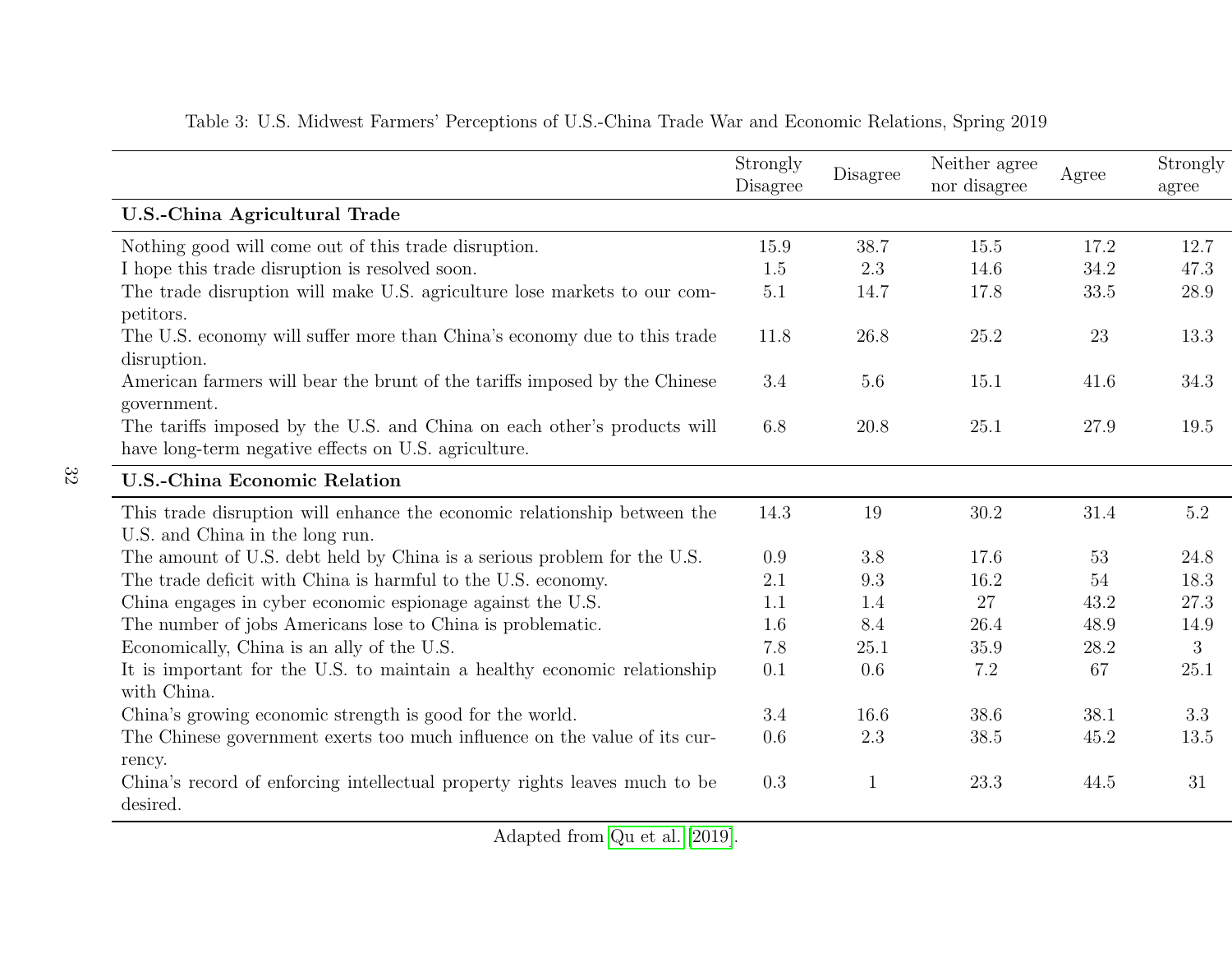Table 3: U.S. Midwest Farmers' Perceptions of U.S.-China Trade War and Economic Relations, Spring 2019

| | Strongly Disagree | Disagree | Neither agree nor disagree | Agree | Strongly agree |
|---|---|---|---|---|---|
| **U.S.-China Agricultural Trade** | | | | | |
| Nothing good will come out of this trade disruption. | 15.9 | 38.7 | 15.5 | 17.2 | 12.7 |
| I hope this trade disruption is resolved soon. | 1.5 | 2.3 | 14.6 | 34.2 | 47.3 |
| The trade disruption will make U.S. agriculture lose markets to our competitors. | 5.1 | 14.7 | 17.8 | 33.5 | 28.9 |
| The U.S. economy will suffer more than China's economy due to this trade disruption. | 11.8 | 26.8 | 25.2 | 23 | 13.3 |
| American farmers will bear the brunt of the tariffs imposed by the Chinese government. | 3.4 | 5.6 | 15.1 | 41.6 | 34.3 |
| The tariffs imposed by the U.S. and China on each other's products will have long-term negative effects on U.S. agriculture. | 6.8 | 20.8 | 25.1 | 27.9 | 19.5 |
| **U.S.-China Economic Relation** | | | | | |
| This trade disruption will enhance the economic relationship between the U.S. and China in the long run. | 14.3 | 19 | 30.2 | 31.4 | 5.2 |
| The amount of U.S. debt held by China is a serious problem for the U.S. | 0.9 | 3.8 | 17.6 | 53 | 24.8 |
| The trade deficit with China is harmful to the U.S. economy. | 2.1 | 9.3 | 16.2 | 54 | 18.3 |
| China engages in cyber economic espionage against the U.S. | 1.1 | 1.4 | 27 | 43.2 | 27.3 |
| The number of jobs Americans lose to China is problematic. | 1.6 | 8.4 | 26.4 | 48.9 | 14.9 |
| Economically, China is an ally of the U.S. | 7.8 | 25.1 | 35.9 | 28.2 | 3 |
| It is important for the U.S. to maintain a healthy economic relationship with China. | 0.1 | 0.6 | 7.2 | 67 | 25.1 |
| China's growing economic strength is good for the world. | 3.4 | 16.6 | 38.6 | 38.1 | 3.3 |
| The Chinese government exerts too much influence on the value of its currency. | 0.6 | 2.3 | 38.5 | 45.2 | 13.5 |
| China's record of enforcing intellectual property rights leaves much to be desired. | 0.3 | 1 | 23.3 | 44.5 | 31 |

Adapted from Qu et al. (2019).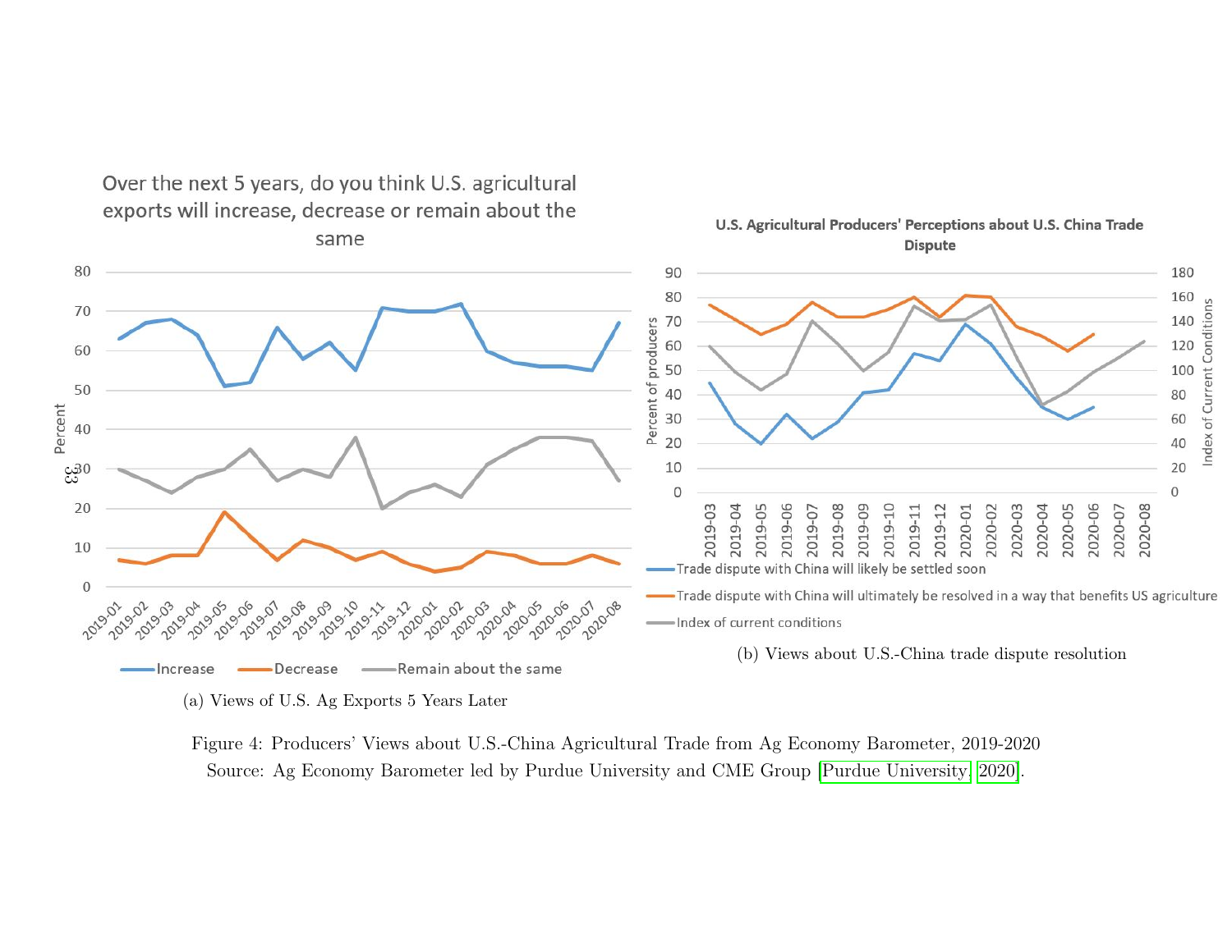Over the next 5 years, do you think U.S. agricultural exports will increase, decrease or remain about the same

80
70
60
50
40
30
20
10
0

Percent

2019-01 2019-02 2019-03 2019-04 2019-05 2019-06 2019-07 2019-08 2019-09 2019-10 2019-11 2019-12 2020-01 2020-02 2020-03 2020-04 2020-05 2020-06 2020-07 2020-08

Increase Decrease Remain about the same

(a) Views of U.S. Ag Exports 5 Years Later

U.S. Agricultural Producers' Perceptions about U.S. China Trade Dispute

90
80
70
60
50
40
30
20
10
0

Percent of producers

180
160
140
120
100
80
60
40
20
0

Index of Current Conditions

2019-03 2019-04 2019-05 2019-06 2019-07 2019-08 2019-09 2019-10 2019-11 2019-12 2020-01 2020-02 2020-03 2020-04 2020-05 2020-06 2020-07 2020-08

Trade dispute with China will likely be settled soon

Trade dispute with China will ultimately be resolved in a way that benefits US agriculture

Index of current conditions

(b) Views about U.S.-China trade dispute resolution

Figure 4: Producers' Views about U.S.-China Agricultural Trade from Ag Economy Barometer, 2019-2020

Source: Ag Economy Barometer led by Purdue University and CME Group [Purdue University, 2020].